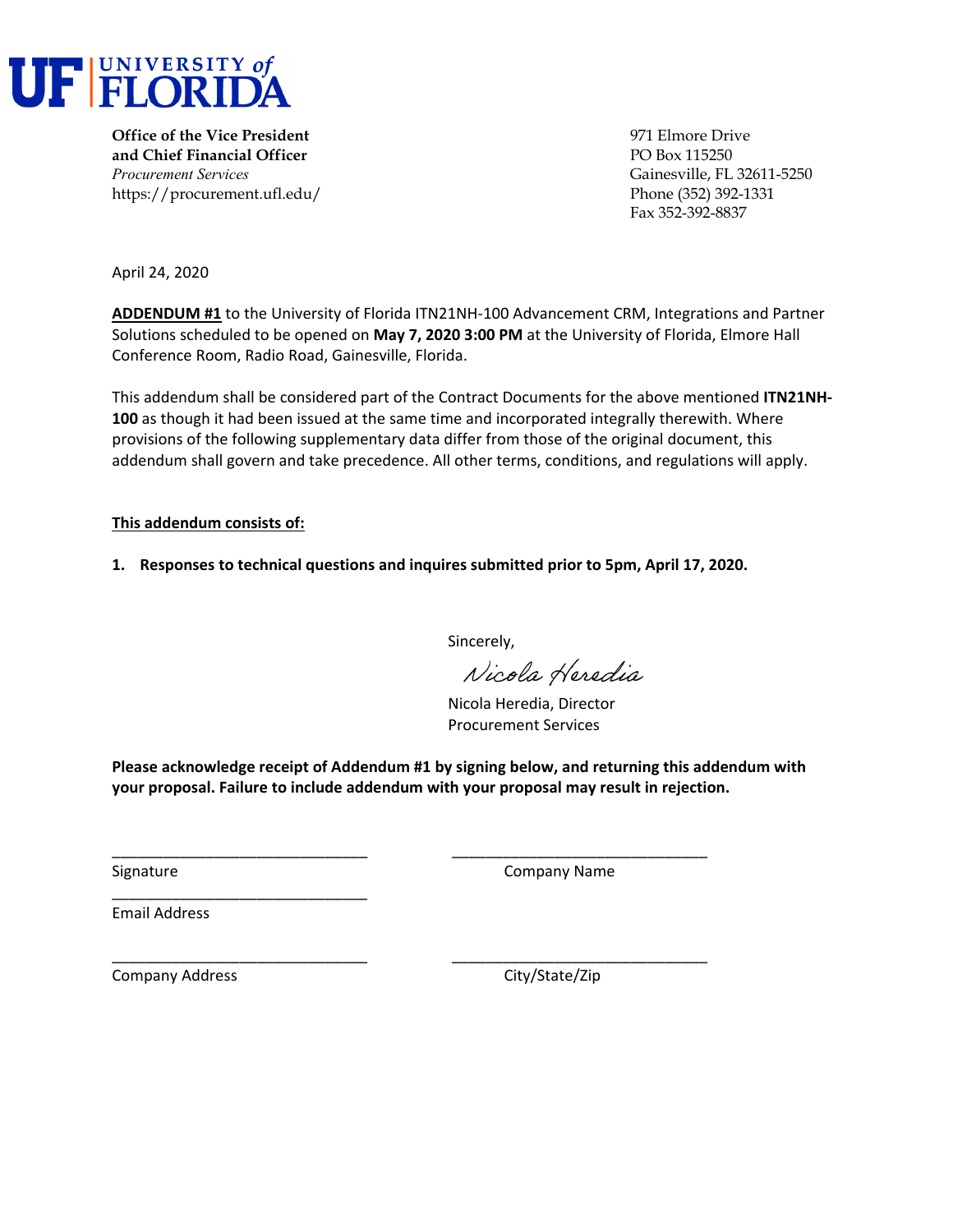UF | UNIVERSITY of FLORIDA

**Office of the Vice President**
**and Chief Financial Officer**
*Procurement Services*
https://procurement.ufl.edu/

971 Elmore Drive
PO Box 115250
Gainesville, FL 32611-5250
Phone (352) 392-1331
Fax 352-392-8837

April 24, 2020

**ADDENDUM #1** to the University of Florida ITN21NH-100 Advancement CRM, Integrations and Partner Solutions scheduled to be opened on **May 7, 2020 3:00 PM** at the University of Florida, Elmore Hall Conference Room, Radio Road, Gainesville, Florida.

This addendum shall be considered part of the Contract Documents for the above mentioned **ITN21NH-100** as though it had been issued at the same time and incorporated integrally therewith. Where provisions of the following supplementary data differ from those of the original document, this addendum shall govern and take precedence. All other terms, conditions, and regulations will apply.

**This addendum consists of:**

**1. Responses to technical questions and inquires submitted prior to 5pm, April 17, 2020.**

Sincerely,

Nicola Heredia

Nicola Heredia, Director
Procurement Services

**Please acknowledge receipt of Addendum #1 by signing below, and returning this addendum with your proposal. Failure to include addendum with your proposal may result in rejection.**

______________________________ Signature

______________________________ Company Name

______________________________ Email Address

______________________________ Company Address

______________________________ City/State/Zip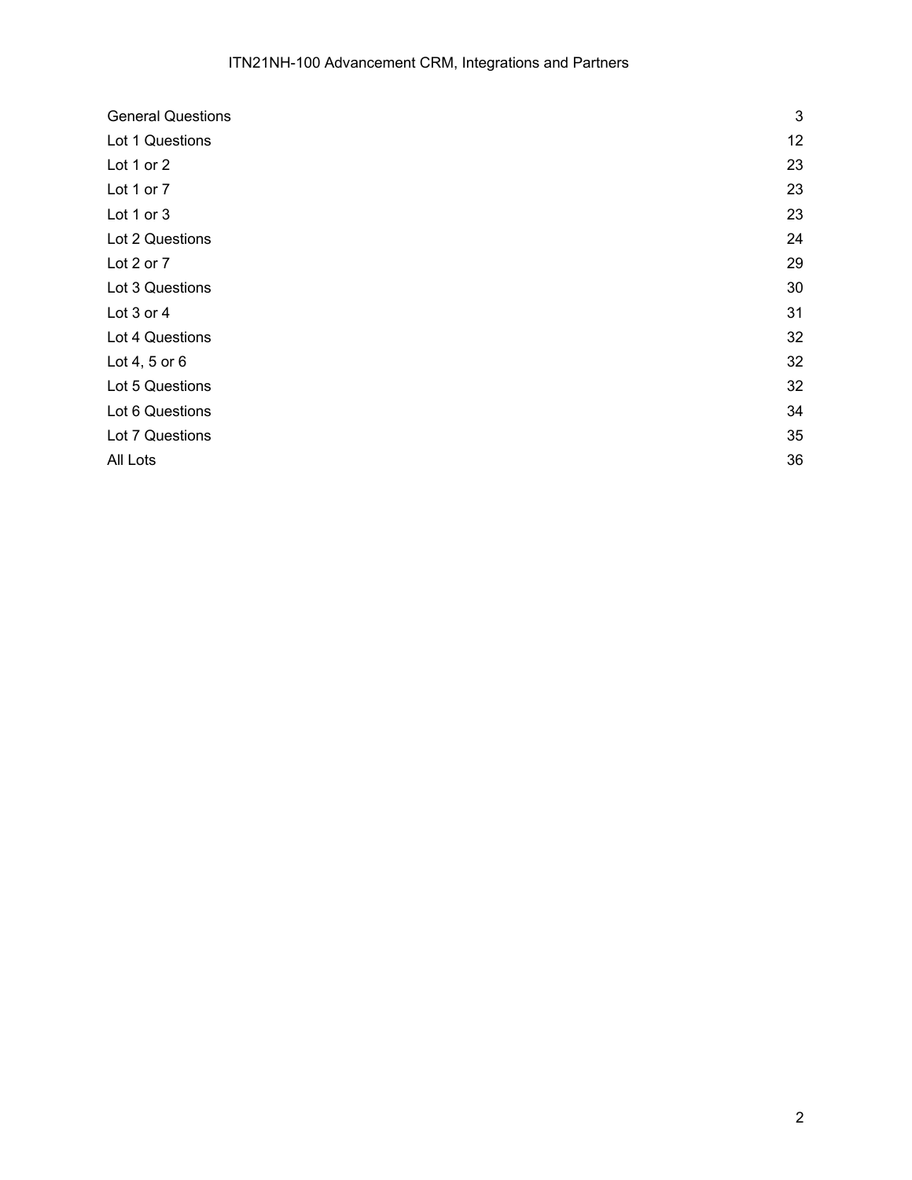| | |
|---|---|
| General Questions | 3 |
| Lot 1 Questions | 12 |
| Lot 1 or 2 | 23 |
| Lot 1 or 7 | 23 |
| Lot 1 or 3 | 23 |
| Lot 2 Questions | 24 |
| Lot 2 or 7 | 29 |
| Lot 3 Questions | 30 |
| Lot 3 or 4 | 31 |
| Lot 4 Questions | 32 |
| Lot 4, 5 or 6 | 32 |
| Lot 5 Questions | 32 |
| Lot 6 Questions | 34 |
| Lot 7 Questions | 35 |
| All Lots | 36 |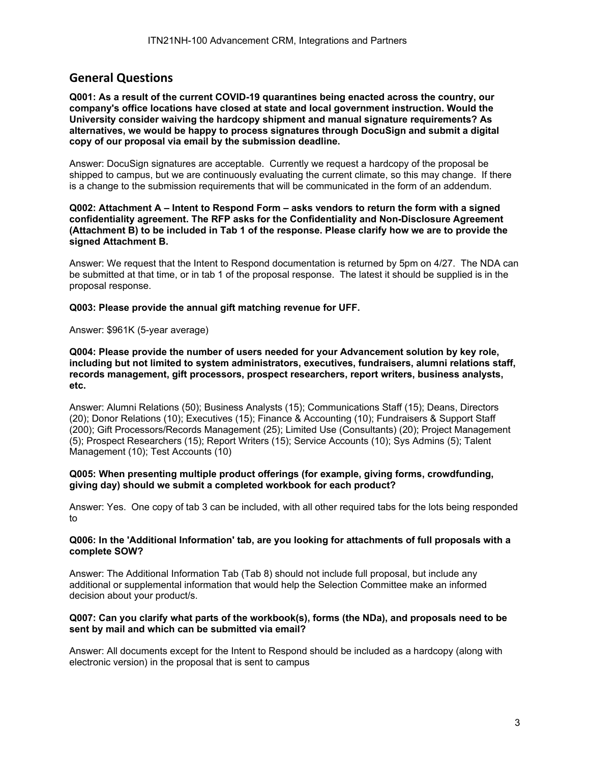## General Questions

**Q001: As a result of the current COVID-19 quarantines being enacted across the country, our company's office locations have closed at state and local government instruction. Would the University consider waiving the hardcopy shipment and manual signature requirements? As alternatives, we would be happy to process signatures through DocuSign and submit a digital copy of our proposal via email by the submission deadline.**

Answer: DocuSign signatures are acceptable. Currently we request a hardcopy of the proposal be shipped to campus, but we are continuously evaluating the current climate, so this may change. If there is a change to the submission requirements that will be communicated in the form of an addendum.

**Q002: Attachment A – Intent to Respond Form – asks vendors to return the form with a signed confidentiality agreement. The RFP asks for the Confidentiality and Non-Disclosure Agreement (Attachment B) to be included in Tab 1 of the response. Please clarify how we are to provide the signed Attachment B.**

Answer: We request that the Intent to Respond documentation is returned by 5pm on 4/27. The NDA can be submitted at that time, or in tab 1 of the proposal response. The latest it should be supplied is in the proposal response.

**Q003: Please provide the annual gift matching revenue for UFF.**

Answer: $961K (5-year average)

**Q004: Please provide the number of users needed for your Advancement solution by key role, including but not limited to system administrators, executives, fundraisers, alumni relations staff, records management, gift processors, prospect researchers, report writers, business analysts, etc.**

Answer: Alumni Relations (50); Business Analysts (15); Communications Staff (15); Deans, Directors (20); Donor Relations (10); Executives (15); Finance & Accounting (10); Fundraisers & Support Staff (200); Gift Processors/Records Management (25); Limited Use (Consultants) (20); Project Management (5); Prospect Researchers (15); Report Writers (15); Service Accounts (10); Sys Admins (5); Talent Management (10); Test Accounts (10)

**Q005: When presenting multiple product offerings (for example, giving forms, crowdfunding, giving day) should we submit a completed workbook for each product?**

Answer: Yes. One copy of tab 3 can be included, with all other required tabs for the lots being responded to

**Q006: In the 'Additional Information' tab, are you looking for attachments of full proposals with a complete SOW?**

Answer: The Additional Information Tab (Tab 8) should not include full proposal, but include any additional or supplemental information that would help the Selection Committee make an informed decision about your product/s.

**Q007: Can you clarify what parts of the workbook(s), forms (the NDa), and proposals need to be sent by mail and which can be submitted via email?**

Answer: All documents except for the Intent to Respond should be included as a hardcopy (along with electronic version) in the proposal that is sent to campus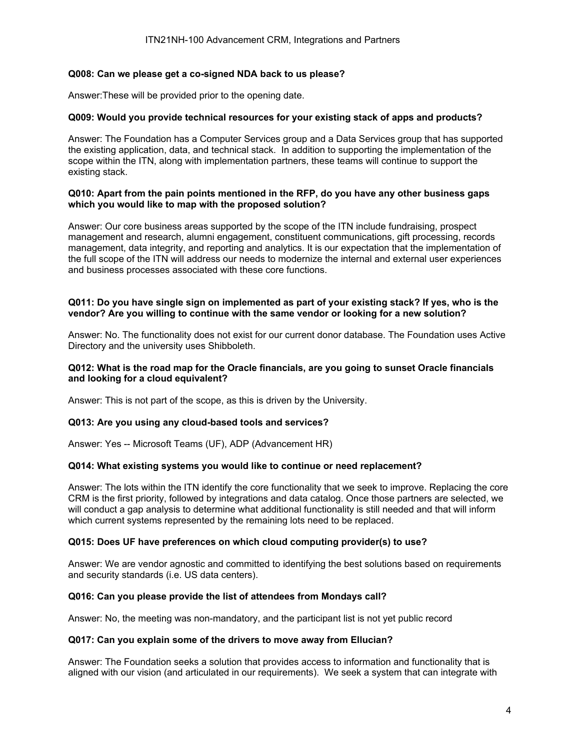**Q008: Can we please get a co-signed NDA back to us please?**

Answer:These will be provided prior to the opening date.

**Q009: Would you provide technical resources for your existing stack of apps and products?**

Answer: The Foundation has a Computer Services group and a Data Services group that has supported the existing application, data, and technical stack. In addition to supporting the implementation of the scope within the ITN, along with implementation partners, these teams will continue to support the existing stack.

**Q010: Apart from the pain points mentioned in the RFP, do you have any other business gaps which you would like to map with the proposed solution?**

Answer: Our core business areas supported by the scope of the ITN include fundraising, prospect management and research, alumni engagement, constituent communications, gift processing, records management, data integrity, and reporting and analytics. It is our expectation that the implementation of the full scope of the ITN will address our needs to modernize the internal and external user experiences and business processes associated with these core functions.

**Q011: Do you have single sign on implemented as part of your existing stack? If yes, who is the vendor? Are you willing to continue with the same vendor or looking for a new solution?**

Answer: No. The functionality does not exist for our current donor database. The Foundation uses Active Directory and the university uses Shibboleth.

**Q012: What is the road map for the Oracle financials, are you going to sunset Oracle financials and looking for a cloud equivalent?**

Answer: This is not part of the scope, as this is driven by the University.

**Q013: Are you using any cloud-based tools and services?**

Answer: Yes -- Microsoft Teams (UF), ADP (Advancement HR)

**Q014: What existing systems you would like to continue or need replacement?**

Answer: The lots within the ITN identify the core functionality that we seek to improve. Replacing the core CRM is the first priority, followed by integrations and data catalog. Once those partners are selected, we will conduct a gap analysis to determine what additional functionality is still needed and that will inform which current systems represented by the remaining lots need to be replaced.

**Q015: Does UF have preferences on which cloud computing provider(s) to use?**

Answer: We are vendor agnostic and committed to identifying the best solutions based on requirements and security standards (i.e. US data centers).

**Q016: Can you please provide the list of attendees from Mondays call?**

Answer: No, the meeting was non-mandatory, and the participant list is not yet public record

**Q017: Can you explain some of the drivers to move away from Ellucian?**

Answer: The Foundation seeks a solution that provides access to information and functionality that is aligned with our vision (and articulated in our requirements). We seek a system that can integrate with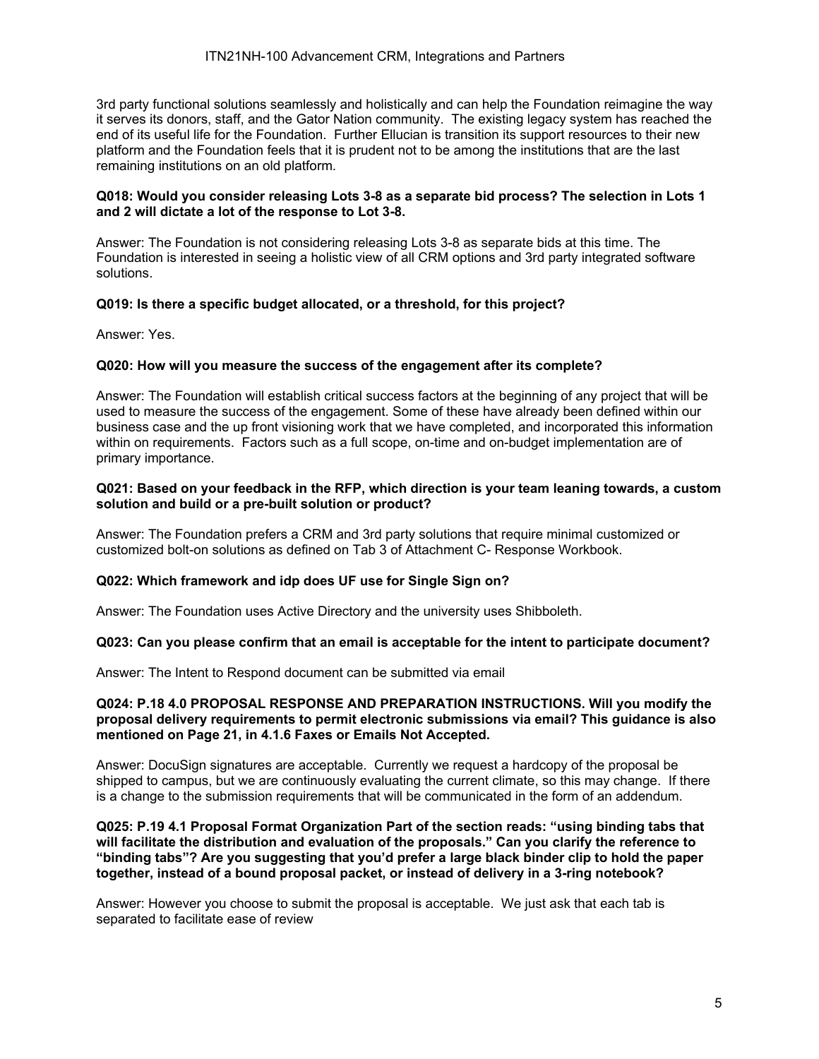3rd party functional solutions seamlessly and holistically and can help the Foundation reimagine the way it serves its donors, staff, and the Gator Nation community. The existing legacy system has reached the end of its useful life for the Foundation. Further Ellucian is transition its support resources to their new platform and the Foundation feels that it is prudent not to be among the institutions that are the last remaining institutions on an old platform.

**Q018: Would you consider releasing Lots 3-8 as a separate bid process? The selection in Lots 1 and 2 will dictate a lot of the response to Lot 3-8.**

Answer: The Foundation is not considering releasing Lots 3-8 as separate bids at this time. The Foundation is interested in seeing a holistic view of all CRM options and 3rd party integrated software solutions.

**Q019: Is there a specific budget allocated, or a threshold, for this project?**

Answer: Yes.

**Q020: How will you measure the success of the engagement after its complete?**

Answer: The Foundation will establish critical success factors at the beginning of any project that will be used to measure the success of the engagement. Some of these have already been defined within our business case and the up front visioning work that we have completed, and incorporated this information within on requirements. Factors such as a full scope, on-time and on-budget implementation are of primary importance.

**Q021: Based on your feedback in the RFP, which direction is your team leaning towards, a custom solution and build or a pre-built solution or product?**

Answer: The Foundation prefers a CRM and 3rd party solutions that require minimal customized or customized bolt-on solutions as defined on Tab 3 of Attachment C- Response Workbook.

**Q022: Which framework and idp does UF use for Single Sign on?**

Answer: The Foundation uses Active Directory and the university uses Shibboleth.

**Q023: Can you please confirm that an email is acceptable for the intent to participate document?**

Answer: The Intent to Respond document can be submitted via email

**Q024: P.18 4.0 PROPOSAL RESPONSE AND PREPARATION INSTRUCTIONS. Will you modify the proposal delivery requirements to permit electronic submissions via email? This guidance is also mentioned on Page 21, in 4.1.6 Faxes or Emails Not Accepted.**

Answer: DocuSign signatures are acceptable. Currently we request a hardcopy of the proposal be shipped to campus, but we are continuously evaluating the current climate, so this may change. If there is a change to the submission requirements that will be communicated in the form of an addendum.

**Q025: P.19 4.1 Proposal Format Organization Part of the section reads: "using binding tabs that will facilitate the distribution and evaluation of the proposals." Can you clarify the reference to "binding tabs"? Are you suggesting that you'd prefer a large black binder clip to hold the paper together, instead of a bound proposal packet, or instead of delivery in a 3-ring notebook?**

Answer: However you choose to submit the proposal is acceptable. We just ask that each tab is separated to facilitate ease of review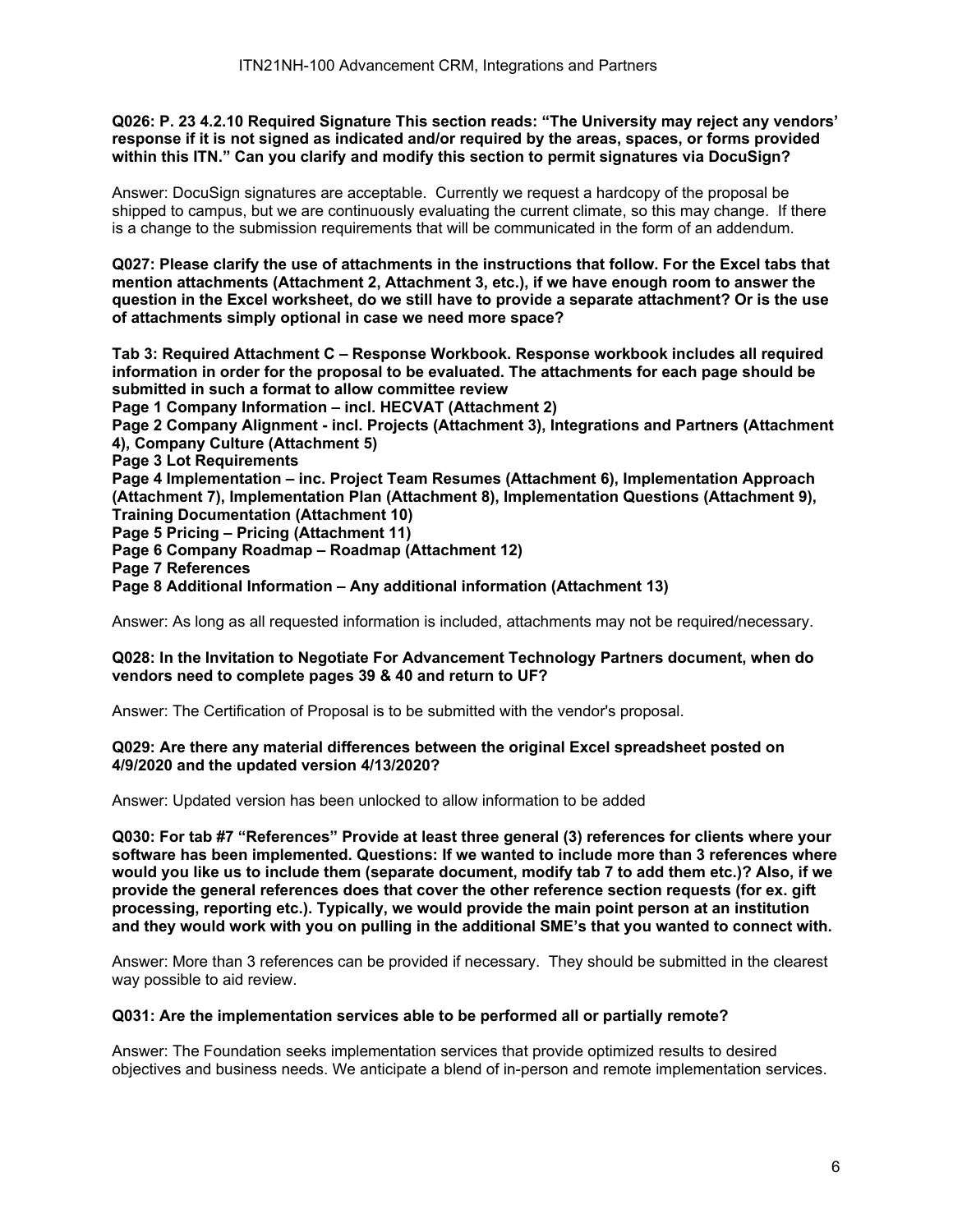**Q026: P. 23 4.2.10 Required Signature This section reads: "The University may reject any vendors' response if it is not signed as indicated and/or required by the areas, spaces, or forms provided within this ITN." Can you clarify and modify this section to permit signatures via DocuSign?**

Answer: DocuSign signatures are acceptable. Currently we request a hardcopy of the proposal be shipped to campus, but we are continuously evaluating the current climate, so this may change. If there is a change to the submission requirements that will be communicated in the form of an addendum.

**Q027: Please clarify the use of attachments in the instructions that follow. For the Excel tabs that mention attachments (Attachment 2, Attachment 3, etc.), if we have enough room to answer the question in the Excel worksheet, do we still have to provide a separate attachment? Or is the use of attachments simply optional in case we need more space?**

**Tab 3: Required Attachment C – Response Workbook. Response workbook includes all required information in order for the proposal to be evaluated. The attachments for each page should be submitted in such a format to allow committee review**
**Page 1 Company Information – incl. HECVAT (Attachment 2)**
**Page 2 Company Alignment - incl. Projects (Attachment 3), Integrations and Partners (Attachment 4), Company Culture (Attachment 5)**
**Page 3 Lot Requirements**
**Page 4 Implementation – inc. Project Team Resumes (Attachment 6), Implementation Approach (Attachment 7), Implementation Plan (Attachment 8), Implementation Questions (Attachment 9), Training Documentation (Attachment 10)**
**Page 5 Pricing – Pricing (Attachment 11)**
**Page 6 Company Roadmap – Roadmap (Attachment 12)**
**Page 7 References**
**Page 8 Additional Information – Any additional information (Attachment 13)**

Answer: As long as all requested information is included, attachments may not be required/necessary.

**Q028: In the Invitation to Negotiate For Advancement Technology Partners document, when do vendors need to complete pages 39 & 40 and return to UF?**

Answer: The Certification of Proposal is to be submitted with the vendor's proposal.

**Q029: Are there any material differences between the original Excel spreadsheet posted on 4/9/2020 and the updated version 4/13/2020?**

Answer: Updated version has been unlocked to allow information to be added

**Q030: For tab #7 "References" Provide at least three general (3) references for clients where your software has been implemented. Questions: If we wanted to include more than 3 references where would you like us to include them (separate document, modify tab 7 to add them etc.)? Also, if we provide the general references does that cover the other reference section requests (for ex. gift processing, reporting etc.). Typically, we would provide the main point person at an institution and they would work with you on pulling in the additional SME's that you wanted to connect with.**

Answer: More than 3 references can be provided if necessary. They should be submitted in the clearest way possible to aid review.

**Q031: Are the implementation services able to be performed all or partially remote?**

Answer: The Foundation seeks implementation services that provide optimized results to desired objectives and business needs. We anticipate a blend of in-person and remote implementation services.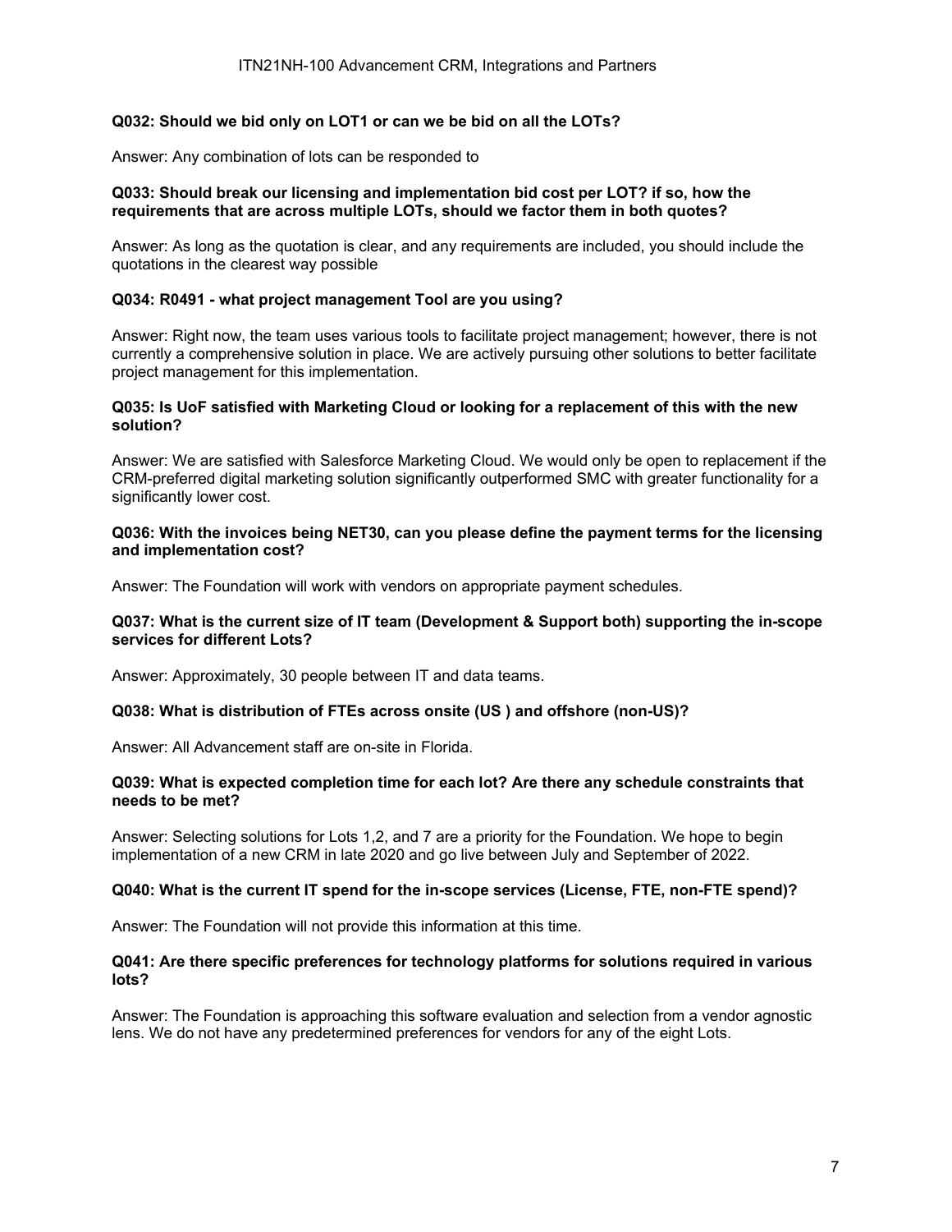**Q032: Should we bid only on LOT1 or can we be bid on all the LOTs?**

Answer: Any combination of lots can be responded to

**Q033: Should break our licensing and implementation bid cost per LOT? if so, how the requirements that are across multiple LOTs, should we factor them in both quotes?**

Answer: As long as the quotation is clear, and any requirements are included, you should include the quotations in the clearest way possible

**Q034: R0491 - what project management Tool are you using?**

Answer: Right now, the team uses various tools to facilitate project management; however, there is not currently a comprehensive solution in place. We are actively pursuing other solutions to better facilitate project management for this implementation.

**Q035: Is UoF satisfied with Marketing Cloud or looking for a replacement of this with the new solution?**

Answer: We are satisfied with Salesforce Marketing Cloud. We would only be open to replacement if the CRM-preferred digital marketing solution significantly outperformed SMC with greater functionality for a significantly lower cost.

**Q036: With the invoices being NET30, can you please define the payment terms for the licensing and implementation cost?**

Answer: The Foundation will work with vendors on appropriate payment schedules.

**Q037: What is the current size of IT team (Development & Support both) supporting the in-scope services for different Lots?**

Answer: Approximately, 30 people between IT and data teams.

**Q038: What is distribution of FTEs across onsite (US ) and offshore (non-US)?**

Answer: All Advancement staff are on-site in Florida.

**Q039: What is expected completion time for each lot? Are there any schedule constraints that needs to be met?**

Answer: Selecting solutions for Lots 1,2, and 7 are a priority for the Foundation. We hope to begin implementation of a new CRM in late 2020 and go live between July and September of 2022.

**Q040: What is the current IT spend for the in-scope services (License, FTE, non-FTE spend)?**

Answer: The Foundation will not provide this information at this time.

**Q041: Are there specific preferences for technology platforms for solutions required in various lots?**

Answer: The Foundation is approaching this software evaluation and selection from a vendor agnostic lens. We do not have any predetermined preferences for vendors for any of the eight Lots.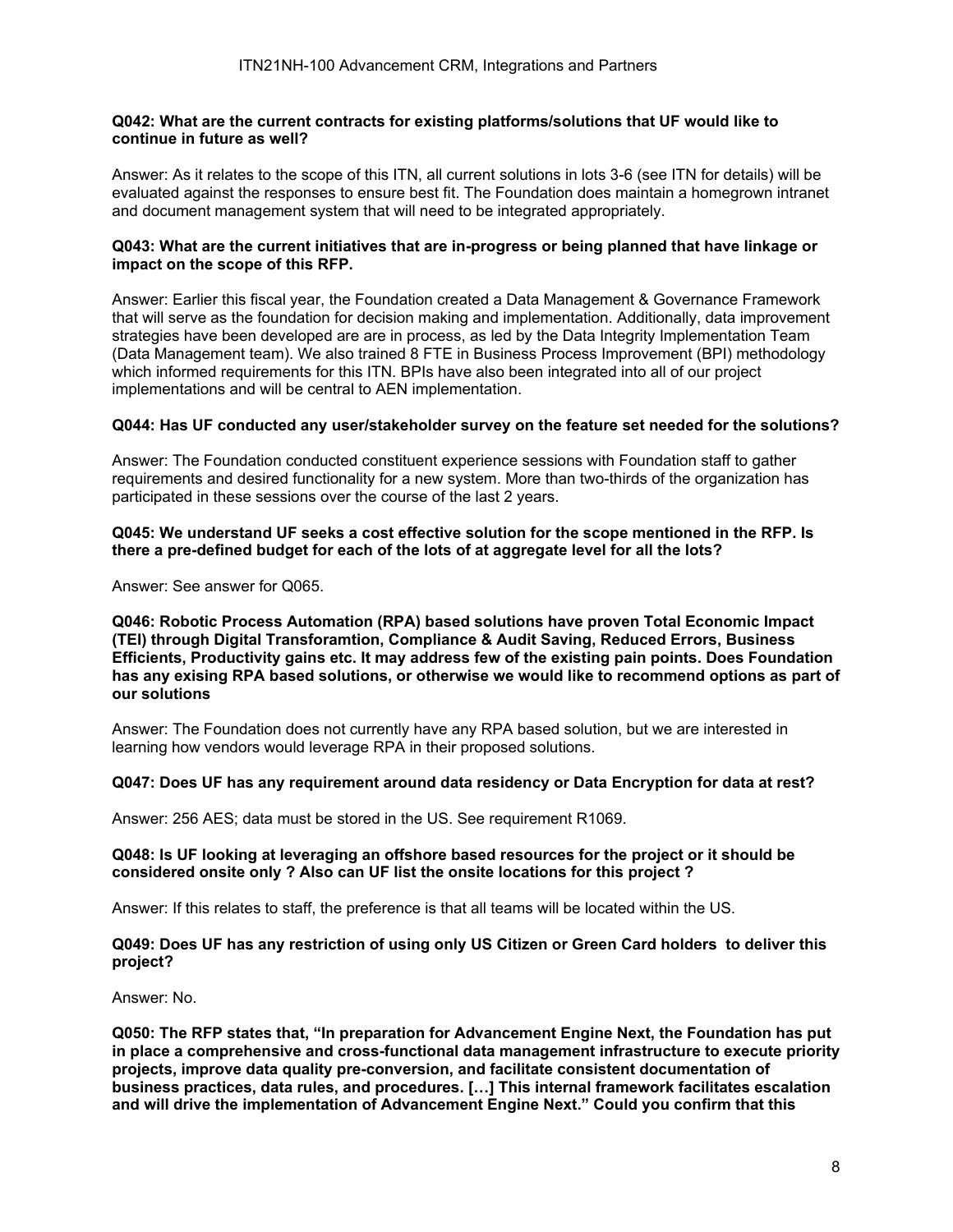**Q042: What are the current contracts for existing platforms/solutions that UF would like to continue in future as well?**

Answer: As it relates to the scope of this ITN, all current solutions in lots 3-6 (see ITN for details) will be evaluated against the responses to ensure best fit. The Foundation does maintain a homegrown intranet and document management system that will need to be integrated appropriately.

**Q043: What are the current initiatives that are in-progress or being planned that have linkage or impact on the scope of this RFP.**

Answer: Earlier this fiscal year, the Foundation created a Data Management & Governance Framework that will serve as the foundation for decision making and implementation. Additionally, data improvement strategies have been developed are are in process, as led by the Data Integrity Implementation Team (Data Management team). We also trained 8 FTE in Business Process Improvement (BPI) methodology which informed requirements for this ITN. BPIs have also been integrated into all of our project implementations and will be central to AEN implementation.

**Q044: Has UF conducted any user/stakeholder survey on the feature set needed for the solutions?**

Answer: The Foundation conducted constituent experience sessions with Foundation staff to gather requirements and desired functionality for a new system. More than two-thirds of the organization has participated in these sessions over the course of the last 2 years.

**Q045: We understand UF seeks a cost effective solution for the scope mentioned in the RFP. Is there a pre-defined budget for each of the lots of at aggregate level for all the lots?**

Answer: See answer for Q065.

**Q046: Robotic Process Automation (RPA) based solutions have proven Total Economic Impact (TEI) through Digital Transforamtion, Compliance & Audit Saving, Reduced Errors, Business Efficients, Productivity gains etc. It may address few of the existing pain points. Does Foundation has any exising RPA based solutions, or otherwise we would like to recommend options as part of our solutions**

Answer: The Foundation does not currently have any RPA based solution, but we are interested in learning how vendors would leverage RPA in their proposed solutions.

**Q047: Does UF has any requirement around data residency or Data Encryption for data at rest?**

Answer: 256 AES; data must be stored in the US. See requirement R1069.

**Q048: Is UF looking at leveraging an offshore based resources for the project or it should be considered onsite only ? Also can UF list the onsite locations for this project ?**

Answer: If this relates to staff, the preference is that all teams will be located within the US.

**Q049: Does UF has any restriction of using only US Citizen or Green Card holders to deliver this project?**

Answer: No.

**Q050: The RFP states that, "In preparation for Advancement Engine Next, the Foundation has put in place a comprehensive and cross-functional data management infrastructure to execute priority projects, improve data quality pre-conversion, and facilitate consistent documentation of business practices, data rules, and procedures. […] This internal framework facilitates escalation and will drive the implementation of Advancement Engine Next." Could you confirm that this**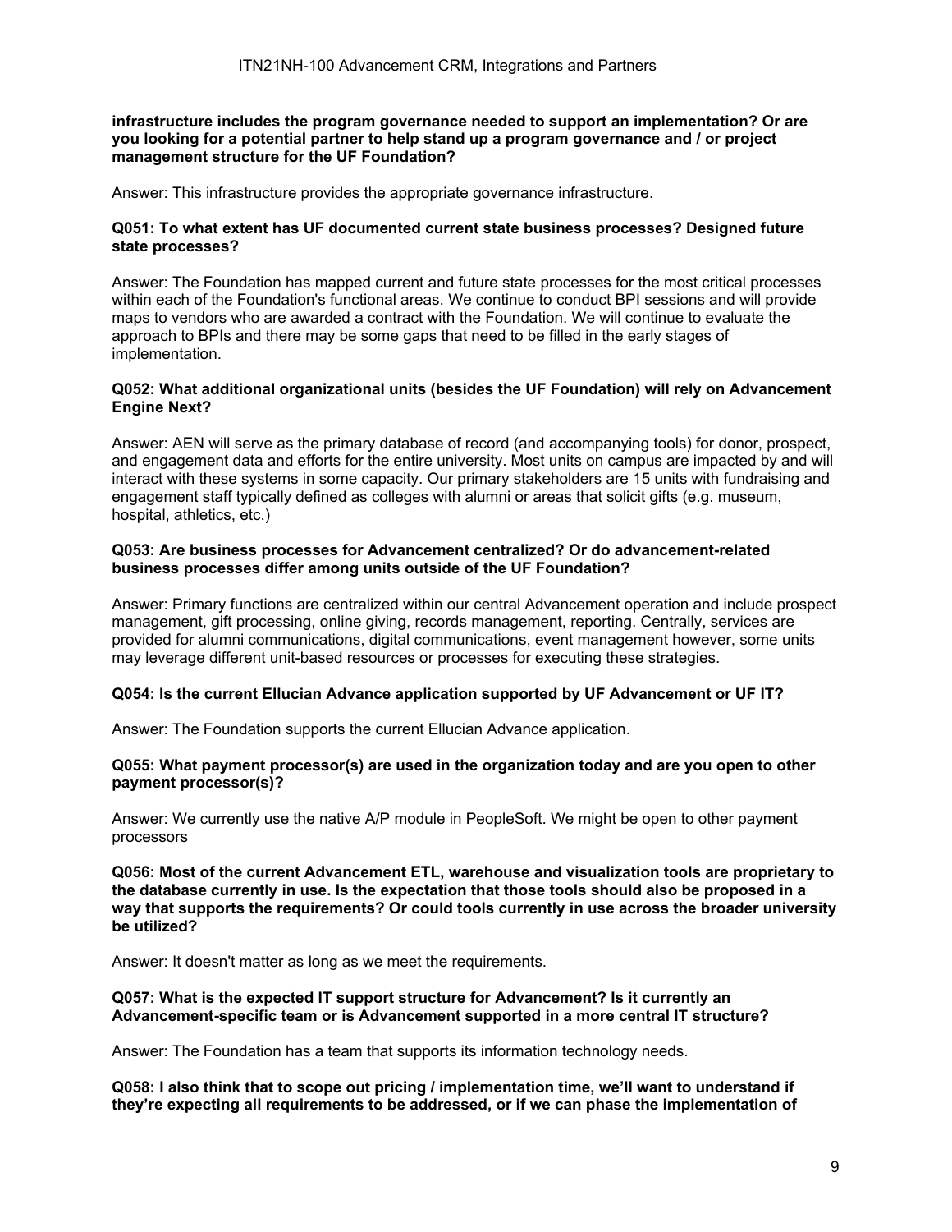**infrastructure includes the program governance needed to support an implementation? Or are you looking for a potential partner to help stand up a program governance and / or project management structure for the UF Foundation?**

Answer: This infrastructure provides the appropriate governance infrastructure.

**Q051: To what extent has UF documented current state business processes? Designed future state processes?**

Answer: The Foundation has mapped current and future state processes for the most critical processes within each of the Foundation's functional areas. We continue to conduct BPI sessions and will provide maps to vendors who are awarded a contract with the Foundation. We will continue to evaluate the approach to BPIs and there may be some gaps that need to be filled in the early stages of implementation.

**Q052: What additional organizational units (besides the UF Foundation) will rely on Advancement Engine Next?**

Answer: AEN will serve as the primary database of record (and accompanying tools) for donor, prospect, and engagement data and efforts for the entire university. Most units on campus are impacted by and will interact with these systems in some capacity. Our primary stakeholders are 15 units with fundraising and engagement staff typically defined as colleges with alumni or areas that solicit gifts (e.g. museum, hospital, athletics, etc.)

**Q053: Are business processes for Advancement centralized? Or do advancement-related business processes differ among units outside of the UF Foundation?**

Answer: Primary functions are centralized within our central Advancement operation and include prospect management, gift processing, online giving, records management, reporting. Centrally, services are provided for alumni communications, digital communications, event management however, some units may leverage different unit-based resources or processes for executing these strategies.

**Q054: Is the current Ellucian Advance application supported by UF Advancement or UF IT?**

Answer: The Foundation supports the current Ellucian Advance application.

**Q055: What payment processor(s) are used in the organization today and are you open to other payment processor(s)?**

Answer: We currently use the native A/P module in PeopleSoft. We might be open to other payment processors

**Q056: Most of the current Advancement ETL, warehouse and visualization tools are proprietary to the database currently in use. Is the expectation that those tools should also be proposed in a way that supports the requirements? Or could tools currently in use across the broader university be utilized?**

Answer: It doesn't matter as long as we meet the requirements.

**Q057: What is the expected IT support structure for Advancement? Is it currently an Advancement-specific team or is Advancement supported in a more central IT structure?**

Answer: The Foundation has a team that supports its information technology needs.

**Q058: I also think that to scope out pricing / implementation time, we'll want to understand if they're expecting all requirements to be addressed, or if we can phase the implementation of**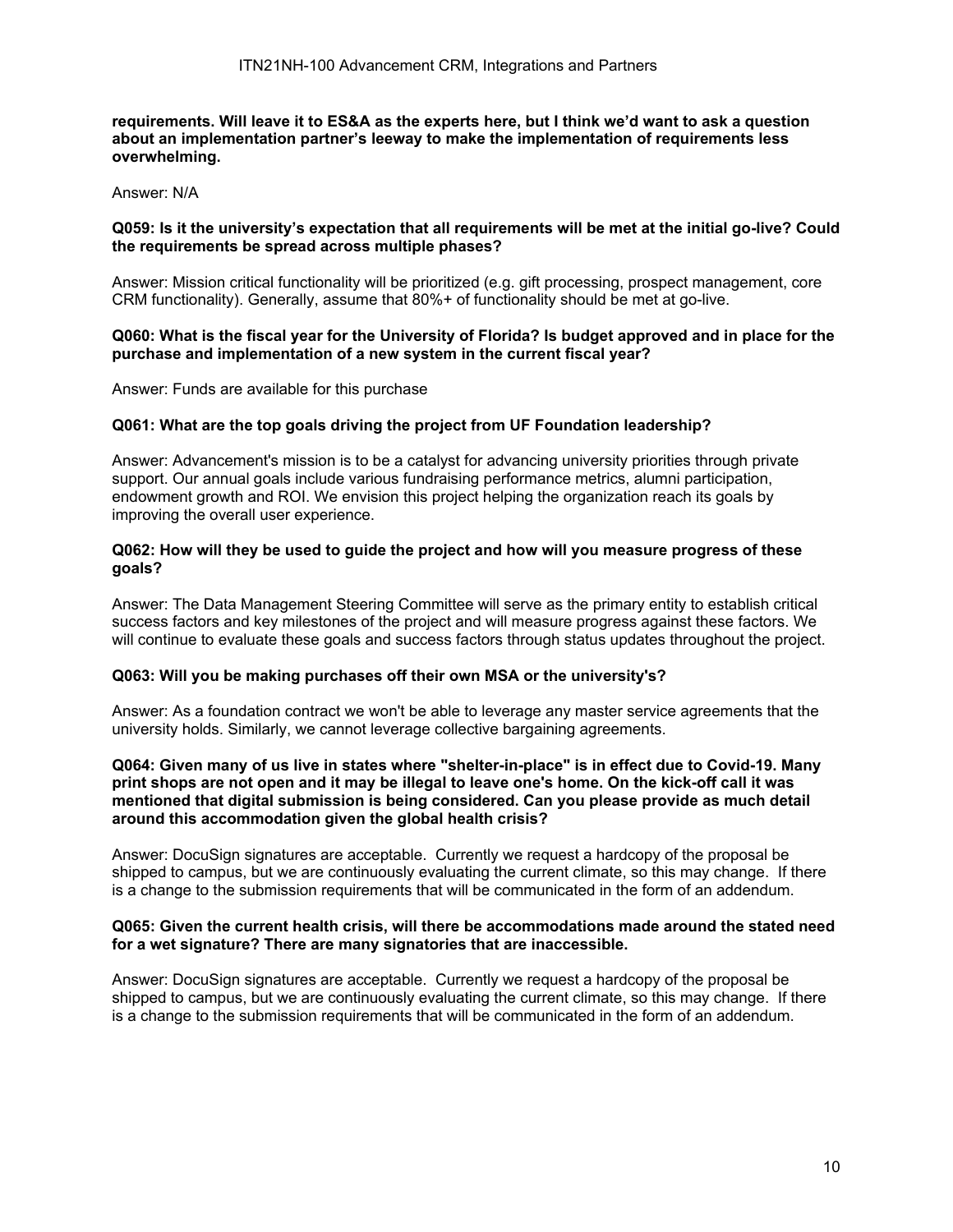**requirements. Will leave it to ES&A as the experts here, but I think we'd want to ask a question about an implementation partner's leeway to make the implementation of requirements less overwhelming.**

Answer: N/A

**Q059: Is it the university's expectation that all requirements will be met at the initial go-live? Could the requirements be spread across multiple phases?**

Answer: Mission critical functionality will be prioritized (e.g. gift processing, prospect management, core CRM functionality). Generally, assume that 80%+ of functionality should be met at go-live.

**Q060: What is the fiscal year for the University of Florida? Is budget approved and in place for the purchase and implementation of a new system in the current fiscal year?**

Answer: Funds are available for this purchase

**Q061: What are the top goals driving the project from UF Foundation leadership?**

Answer: Advancement's mission is to be a catalyst for advancing university priorities through private support. Our annual goals include various fundraising performance metrics, alumni participation, endowment growth and ROI. We envision this project helping the organization reach its goals by improving the overall user experience.

**Q062: How will they be used to guide the project and how will you measure progress of these goals?**

Answer: The Data Management Steering Committee will serve as the primary entity to establish critical success factors and key milestones of the project and will measure progress against these factors. We will continue to evaluate these goals and success factors through status updates throughout the project.

**Q063: Will you be making purchases off their own MSA or the university's?**

Answer: As a foundation contract we won't be able to leverage any master service agreements that the university holds. Similarly, we cannot leverage collective bargaining agreements.

**Q064: Given many of us live in states where "shelter-in-place" is in effect due to Covid-19. Many print shops are not open and it may be illegal to leave one's home. On the kick-off call it was mentioned that digital submission is being considered. Can you please provide as much detail around this accommodation given the global health crisis?**

Answer: DocuSign signatures are acceptable. Currently we request a hardcopy of the proposal be shipped to campus, but we are continuously evaluating the current climate, so this may change. If there is a change to the submission requirements that will be communicated in the form of an addendum.

**Q065: Given the current health crisis, will there be accommodations made around the stated need for a wet signature? There are many signatories that are inaccessible.**

Answer: DocuSign signatures are acceptable. Currently we request a hardcopy of the proposal be shipped to campus, but we are continuously evaluating the current climate, so this may change. If there is a change to the submission requirements that will be communicated in the form of an addendum.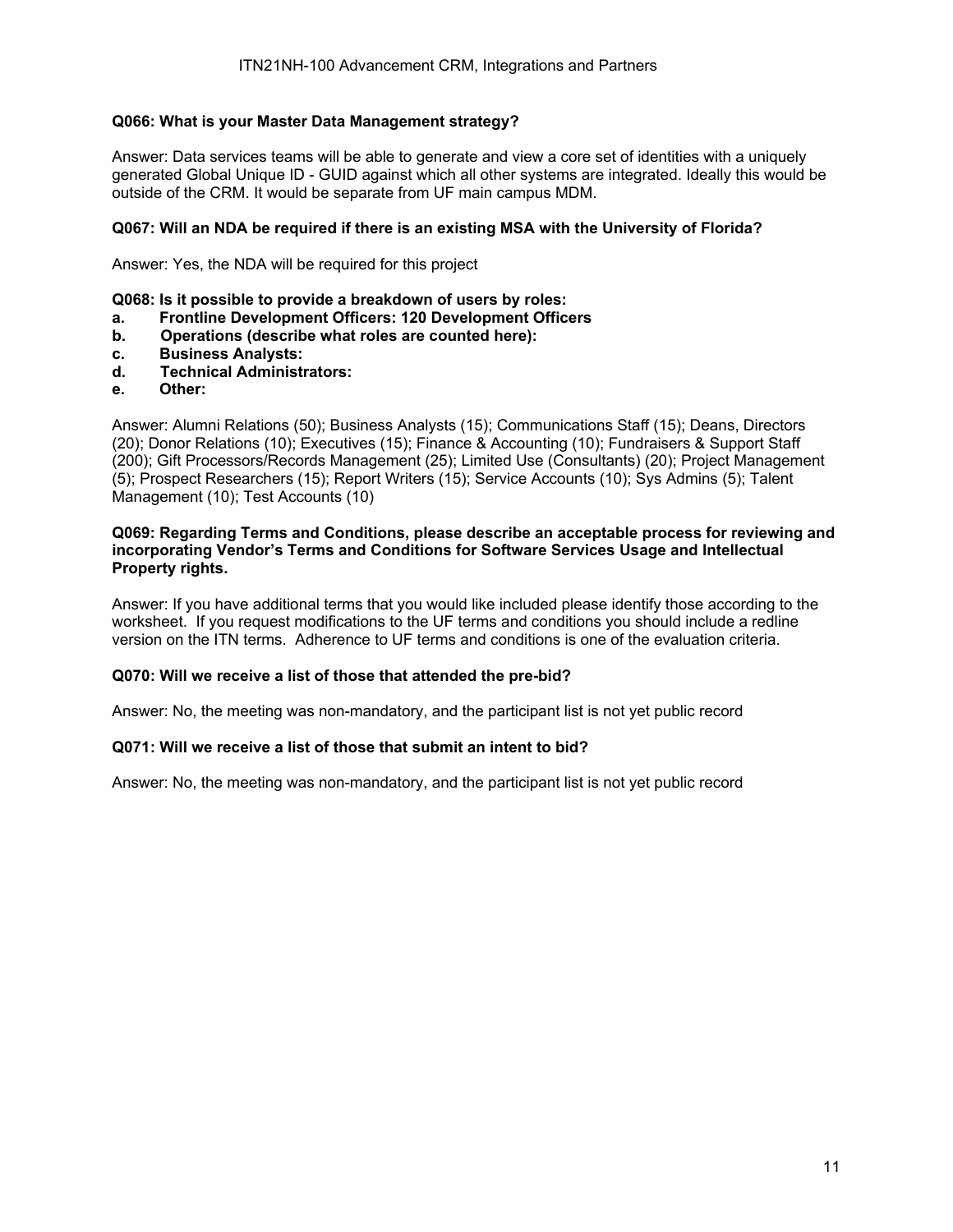**Q066: What is your Master Data Management strategy?**

Answer: Data services teams will be able to generate and view a core set of identities with a uniquely generated Global Unique ID - GUID against which all other systems are integrated. Ideally this would be outside of the CRM. It would be separate from UF main campus MDM.

**Q067: Will an NDA be required if there is an existing MSA with the University of Florida?**

Answer: Yes, the NDA will be required for this project

**Q068: Is it possible to provide a breakdown of users by roles:**
**a. Frontline Development Officers: 120 Development Officers**
**b. Operations (describe what roles are counted here):**
**c. Business Analysts:**
**d. Technical Administrators:**
**e. Other:**

Answer: Alumni Relations (50); Business Analysts (15); Communications Staff (15); Deans, Directors (20); Donor Relations (10); Executives (15); Finance & Accounting (10); Fundraisers & Support Staff (200); Gift Processors/Records Management (25); Limited Use (Consultants) (20); Project Management (5); Prospect Researchers (15); Report Writers (15); Service Accounts (10); Sys Admins (5); Talent Management (10); Test Accounts (10)

**Q069: Regarding Terms and Conditions, please describe an acceptable process for reviewing and incorporating Vendor's Terms and Conditions for Software Services Usage and Intellectual Property rights.**

Answer: If you have additional terms that you would like included please identify those according to the worksheet. If you request modifications to the UF terms and conditions you should include a redline version on the ITN terms. Adherence to UF terms and conditions is one of the evaluation criteria.

**Q070: Will we receive a list of those that attended the pre-bid?**

Answer: No, the meeting was non-mandatory, and the participant list is not yet public record

**Q071: Will we receive a list of those that submit an intent to bid?**

Answer: No, the meeting was non-mandatory, and the participant list is not yet public record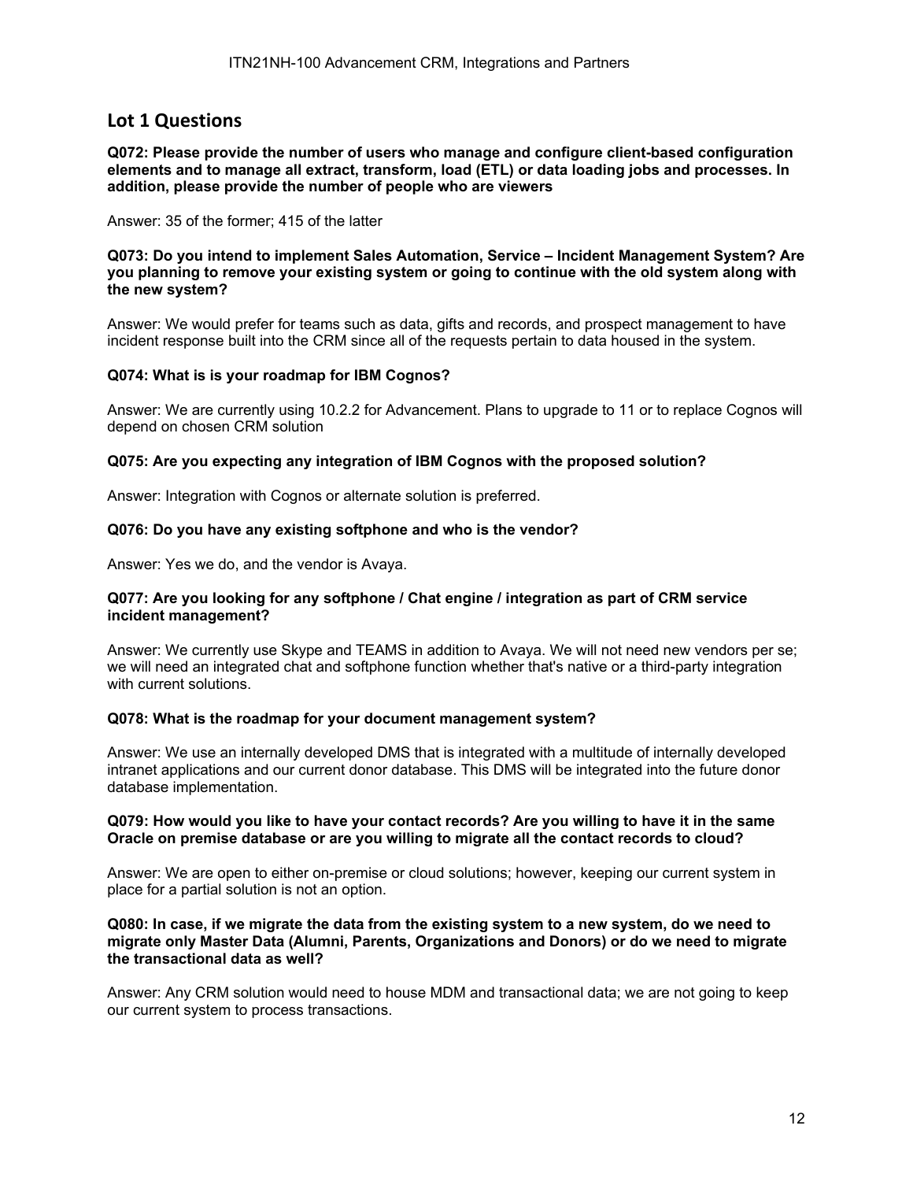## Lot 1 Questions

**Q072: Please provide the number of users who manage and configure client-based configuration elements and to manage all extract, transform, load (ETL) or data loading jobs and processes. In addition, please provide the number of people who are viewers**

Answer: 35 of the former; 415 of the latter

**Q073: Do you intend to implement Sales Automation, Service – Incident Management System? Are you planning to remove your existing system or going to continue with the old system along with the new system?**

Answer: We would prefer for teams such as data, gifts and records, and prospect management to have incident response built into the CRM since all of the requests pertain to data housed in the system.

**Q074: What is is your roadmap for IBM Cognos?**

Answer: We are currently using 10.2.2 for Advancement. Plans to upgrade to 11 or to replace Cognos will depend on chosen CRM solution

**Q075: Are you expecting any integration of IBM Cognos with the proposed solution?**

Answer: Integration with Cognos or alternate solution is preferred.

**Q076: Do you have any existing softphone and who is the vendor?**

Answer: Yes we do, and the vendor is Avaya.

**Q077: Are you looking for any softphone / Chat engine / integration as part of CRM service incident management?**

Answer: We currently use Skype and TEAMS in addition to Avaya. We will not need new vendors per se; we will need an integrated chat and softphone function whether that's native or a third-party integration with current solutions.

**Q078: What is the roadmap for your document management system?**

Answer: We use an internally developed DMS that is integrated with a multitude of internally developed intranet applications and our current donor database. This DMS will be integrated into the future donor database implementation.

**Q079: How would you like to have your contact records? Are you willing to have it in the same Oracle on premise database or are you willing to migrate all the contact records to cloud?**

Answer: We are open to either on-premise or cloud solutions; however, keeping our current system in place for a partial solution is not an option.

**Q080: In case, if we migrate the data from the existing system to a new system, do we need to migrate only Master Data (Alumni, Parents, Organizations and Donors) or do we need to migrate the transactional data as well?**

Answer: Any CRM solution would need to house MDM and transactional data; we are not going to keep our current system to process transactions.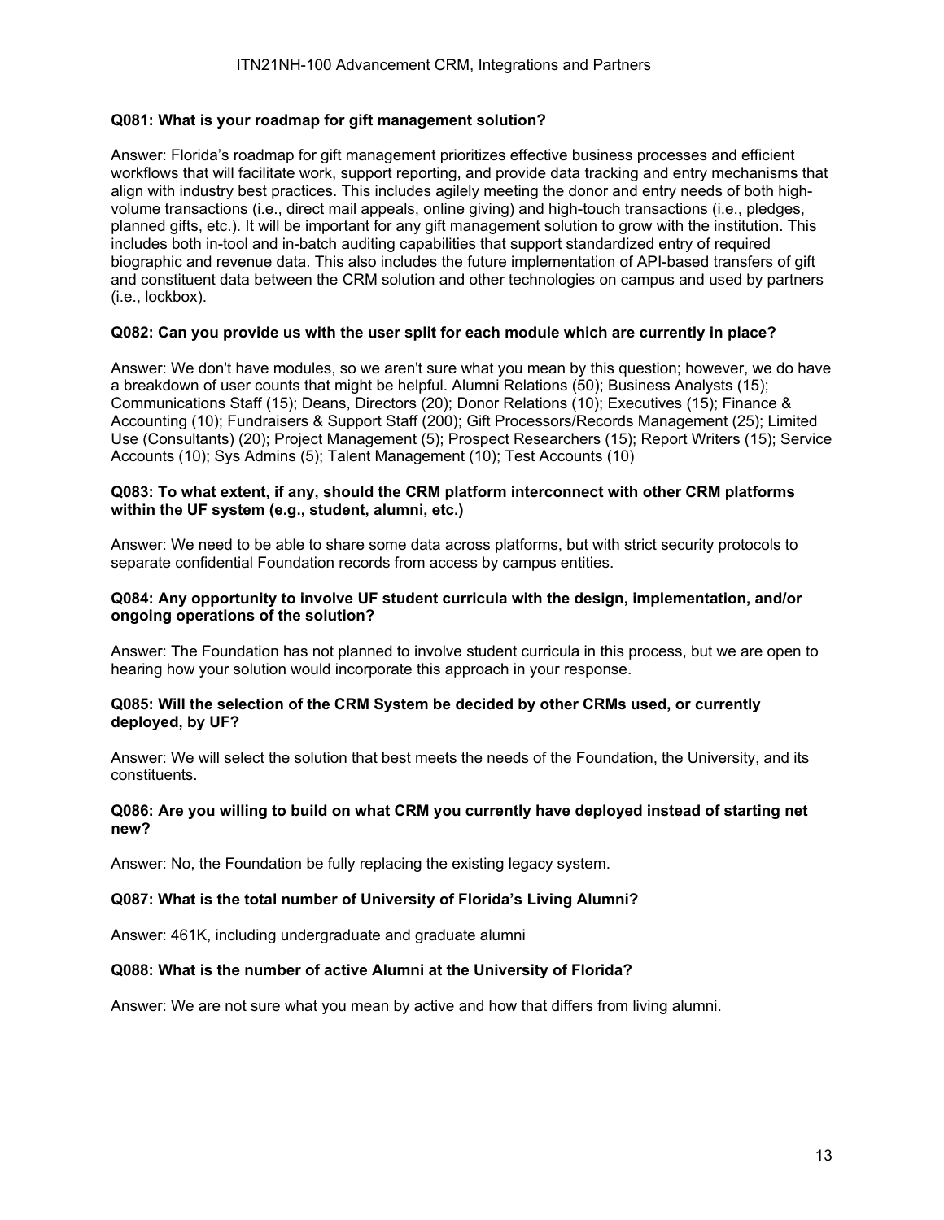**Q081: What is your roadmap for gift management solution?**

Answer: Florida's roadmap for gift management prioritizes effective business processes and efficient workflows that will facilitate work, support reporting, and provide data tracking and entry mechanisms that align with industry best practices. This includes agilely meeting the donor and entry needs of both high-volume transactions (i.e., direct mail appeals, online giving) and high-touch transactions (i.e., pledges, planned gifts, etc.). It will be important for any gift management solution to grow with the institution. This includes both in-tool and in-batch auditing capabilities that support standardized entry of required biographic and revenue data. This also includes the future implementation of API-based transfers of gift and constituent data between the CRM solution and other technologies on campus and used by partners (i.e., lockbox).

**Q082: Can you provide us with the user split for each module which are currently in place?**

Answer: We don't have modules, so we aren't sure what you mean by this question; however, we do have a breakdown of user counts that might be helpful. Alumni Relations (50); Business Analysts (15); Communications Staff (15); Deans, Directors (20); Donor Relations (10); Executives (15); Finance & Accounting (10); Fundraisers & Support Staff (200); Gift Processors/Records Management (25); Limited Use (Consultants) (20); Project Management (5); Prospect Researchers (15); Report Writers (15); Service Accounts (10); Sys Admins (5); Talent Management (10); Test Accounts (10)

**Q083: To what extent, if any, should the CRM platform interconnect with other CRM platforms within the UF system (e.g., student, alumni, etc.)**

Answer: We need to be able to share some data across platforms, but with strict security protocols to separate confidential Foundation records from access by campus entities.

**Q084: Any opportunity to involve UF student curricula with the design, implementation, and/or ongoing operations of the solution?**

Answer: The Foundation has not planned to involve student curricula in this process, but we are open to hearing how your solution would incorporate this approach in your response.

**Q085: Will the selection of the CRM System be decided by other CRMs used, or currently deployed, by UF?**

Answer: We will select the solution that best meets the needs of the Foundation, the University, and its constituents.

**Q086: Are you willing to build on what CRM you currently have deployed instead of starting net new?**

Answer: No, the Foundation be fully replacing the existing legacy system.

**Q087: What is the total number of University of Florida's Living Alumni?**

Answer: 461K, including undergraduate and graduate alumni

**Q088: What is the number of active Alumni at the University of Florida?**

Answer: We are not sure what you mean by active and how that differs from living alumni.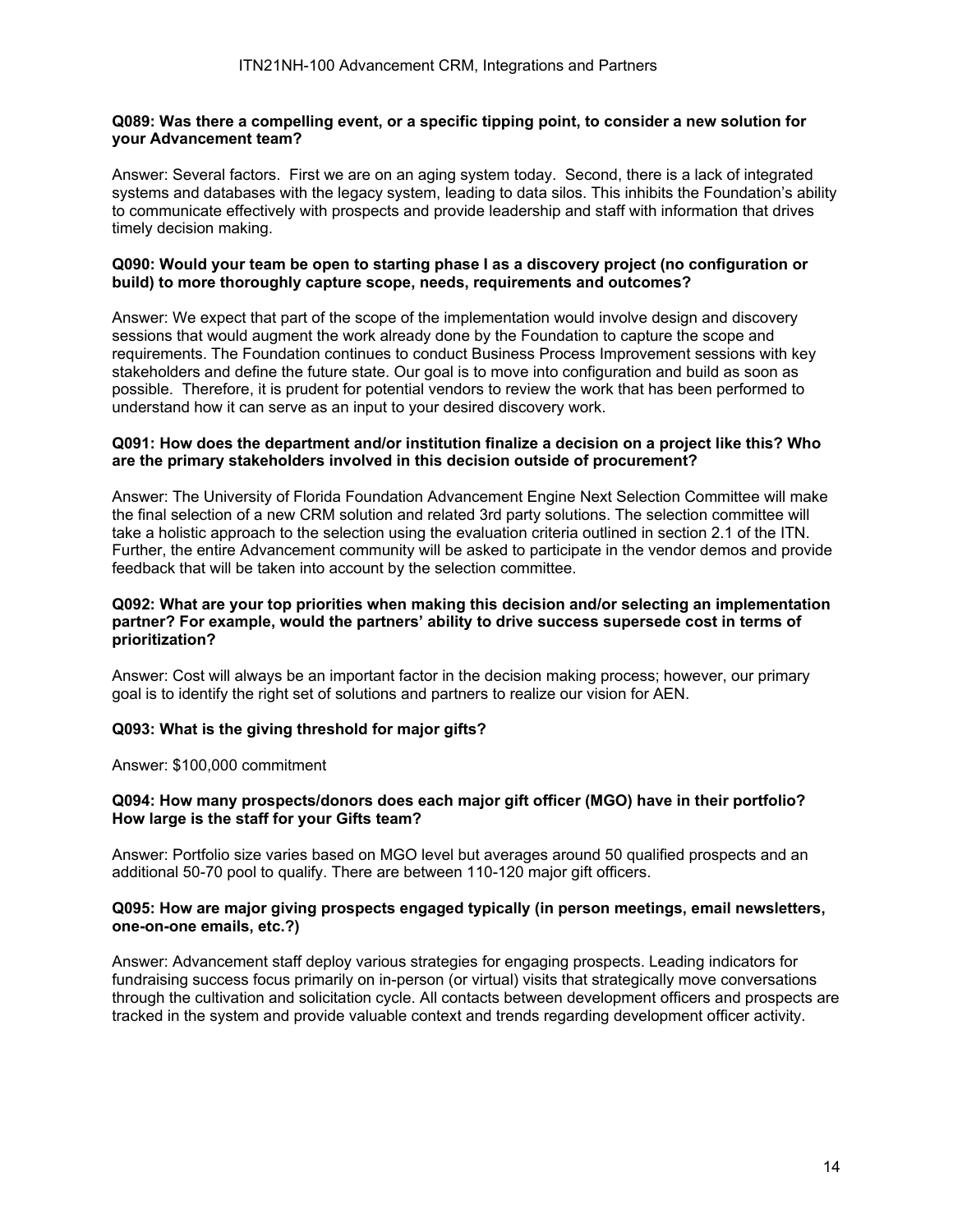**Q089: Was there a compelling event, or a specific tipping point, to consider a new solution for your Advancement team?**

Answer: Several factors. First we are on an aging system today. Second, there is a lack of integrated systems and databases with the legacy system, leading to data silos. This inhibits the Foundation's ability to communicate effectively with prospects and provide leadership and staff with information that drives timely decision making.

**Q090: Would your team be open to starting phase I as a discovery project (no configuration or build) to more thoroughly capture scope, needs, requirements and outcomes?**

Answer: We expect that part of the scope of the implementation would involve design and discovery sessions that would augment the work already done by the Foundation to capture the scope and requirements. The Foundation continues to conduct Business Process Improvement sessions with key stakeholders and define the future state. Our goal is to move into configuration and build as soon as possible. Therefore, it is prudent for potential vendors to review the work that has been performed to understand how it can serve as an input to your desired discovery work.

**Q091: How does the department and/or institution finalize a decision on a project like this? Who are the primary stakeholders involved in this decision outside of procurement?**

Answer: The University of Florida Foundation Advancement Engine Next Selection Committee will make the final selection of a new CRM solution and related 3rd party solutions. The selection committee will take a holistic approach to the selection using the evaluation criteria outlined in section 2.1 of the ITN. Further, the entire Advancement community will be asked to participate in the vendor demos and provide feedback that will be taken into account by the selection committee.

**Q092: What are your top priorities when making this decision and/or selecting an implementation partner? For example, would the partners' ability to drive success supersede cost in terms of prioritization?**

Answer: Cost will always be an important factor in the decision making process; however, our primary goal is to identify the right set of solutions and partners to realize our vision for AEN.

**Q093: What is the giving threshold for major gifts?**

Answer: $100,000 commitment

**Q094: How many prospects/donors does each major gift officer (MGO) have in their portfolio? How large is the staff for your Gifts team?**

Answer: Portfolio size varies based on MGO level but averages around 50 qualified prospects and an additional 50-70 pool to qualify. There are between 110-120 major gift officers.

**Q095: How are major giving prospects engaged typically (in person meetings, email newsletters, one-on-one emails, etc.?)**

Answer: Advancement staff deploy various strategies for engaging prospects. Leading indicators for fundraising success focus primarily on in-person (or virtual) visits that strategically move conversations through the cultivation and solicitation cycle. All contacts between development officers and prospects are tracked in the system and provide valuable context and trends regarding development officer activity.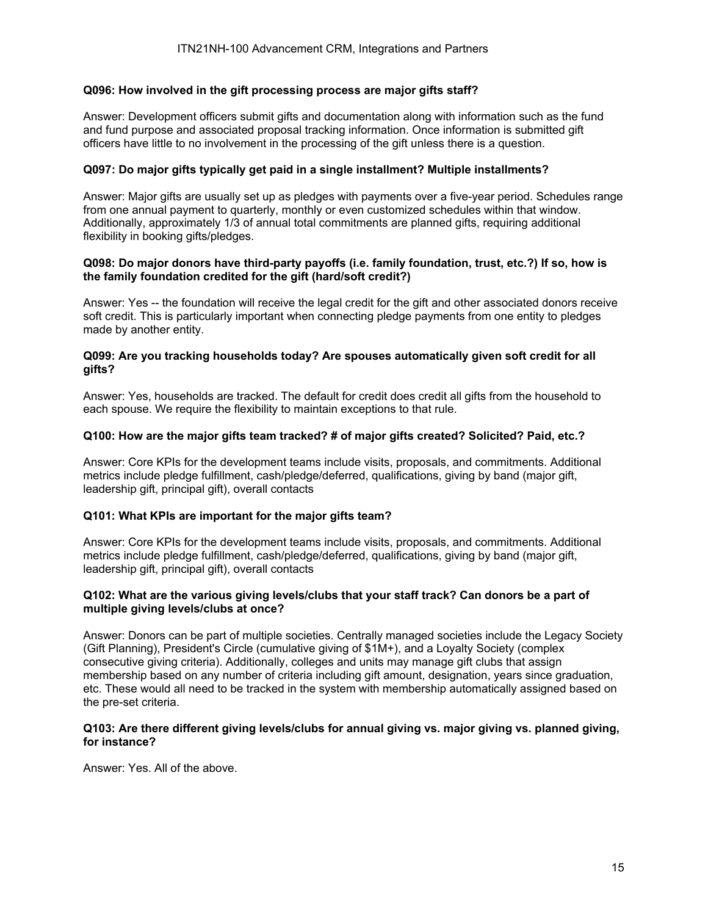**Q096: How involved in the gift processing process are major gifts staff?**

Answer: Development officers submit gifts and documentation along with information such as the fund and fund purpose and associated proposal tracking information. Once information is submitted gift officers have little to no involvement in the processing of the gift unless there is a question.

**Q097: Do major gifts typically get paid in a single installment? Multiple installments?**

Answer: Major gifts are usually set up as pledges with payments over a five-year period. Schedules range from one annual payment to quarterly, monthly or even customized schedules within that window. Additionally, approximately 1/3 of annual total commitments are planned gifts, requiring additional flexibility in booking gifts/pledges.

**Q098: Do major donors have third-party payoffs (i.e. family foundation, trust, etc.?) If so, how is the family foundation credited for the gift (hard/soft credit?)**

Answer: Yes -- the foundation will receive the legal credit for the gift and other associated donors receive soft credit. This is particularly important when connecting pledge payments from one entity to pledges made by another entity.

**Q099: Are you tracking households today? Are spouses automatically given soft credit for all gifts?**

Answer: Yes, households are tracked. The default for credit does credit all gifts from the household to each spouse. We require the flexibility to maintain exceptions to that rule.

**Q100: How are the major gifts team tracked? # of major gifts created? Solicited? Paid, etc.?**

Answer: Core KPIs for the development teams include visits, proposals, and commitments. Additional metrics include pledge fulfillment, cash/pledge/deferred, qualifications, giving by band (major gift, leadership gift, principal gift), overall contacts

**Q101: What KPIs are important for the major gifts team?**

Answer: Core KPIs for the development teams include visits, proposals, and commitments. Additional metrics include pledge fulfillment, cash/pledge/deferred, qualifications, giving by band (major gift, leadership gift, principal gift), overall contacts

**Q102: What are the various giving levels/clubs that your staff track? Can donors be a part of multiple giving levels/clubs at once?**

Answer: Donors can be part of multiple societies. Centrally managed societies include the Legacy Society (Gift Planning), President's Circle (cumulative giving of $1M+), and a Loyalty Society (complex consecutive giving criteria). Additionally, colleges and units may manage gift clubs that assign membership based on any number of criteria including gift amount, designation, years since graduation, etc. These would all need to be tracked in the system with membership automatically assigned based on the pre-set criteria.

**Q103: Are there different giving levels/clubs for annual giving vs. major giving vs. planned giving, for instance?**

Answer: Yes. All of the above.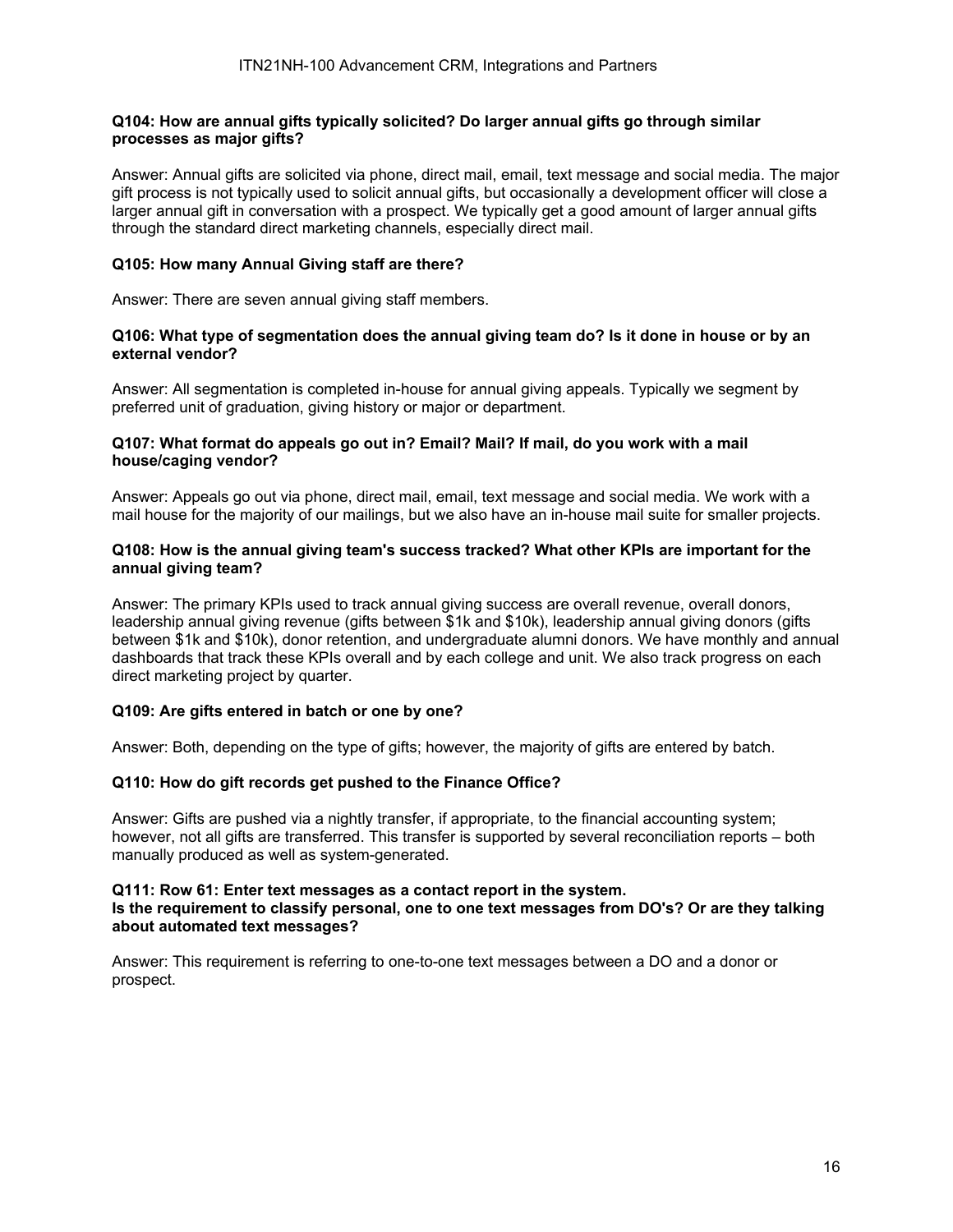**Q104: How are annual gifts typically solicited? Do larger annual gifts go through similar processes as major gifts?**

Answer: Annual gifts are solicited via phone, direct mail, email, text message and social media. The major gift process is not typically used to solicit annual gifts, but occasionally a development officer will close a larger annual gift in conversation with a prospect. We typically get a good amount of larger annual gifts through the standard direct marketing channels, especially direct mail.

**Q105: How many Annual Giving staff are there?**

Answer: There are seven annual giving staff members.

**Q106: What type of segmentation does the annual giving team do? Is it done in house or by an external vendor?**

Answer: All segmentation is completed in-house for annual giving appeals. Typically we segment by preferred unit of graduation, giving history or major or department.

**Q107: What format do appeals go out in? Email? Mail? If mail, do you work with a mail house/caging vendor?**

Answer: Appeals go out via phone, direct mail, email, text message and social media. We work with a mail house for the majority of our mailings, but we also have an in-house mail suite for smaller projects.

**Q108: How is the annual giving team's success tracked? What other KPIs are important for the annual giving team?**

Answer: The primary KPIs used to track annual giving success are overall revenue, overall donors, leadership annual giving revenue (gifts between $1k and $10k), leadership annual giving donors (gifts between $1k and $10k), donor retention, and undergraduate alumni donors. We have monthly and annual dashboards that track these KPIs overall and by each college and unit. We also track progress on each direct marketing project by quarter.

**Q109: Are gifts entered in batch or one by one?**

Answer: Both, depending on the type of gifts; however, the majority of gifts are entered by batch.

**Q110: How do gift records get pushed to the Finance Office?**

Answer: Gifts are pushed via a nightly transfer, if appropriate, to the financial accounting system; however, not all gifts are transferred. This transfer is supported by several reconciliation reports – both manually produced as well as system-generated.

**Q111: Row 61: Enter text messages as a contact report in the system.**
**Is the requirement to classify personal, one to one text messages from DO's? Or are they talking about automated text messages?**

Answer: This requirement is referring to one-to-one text messages between a DO and a donor or prospect.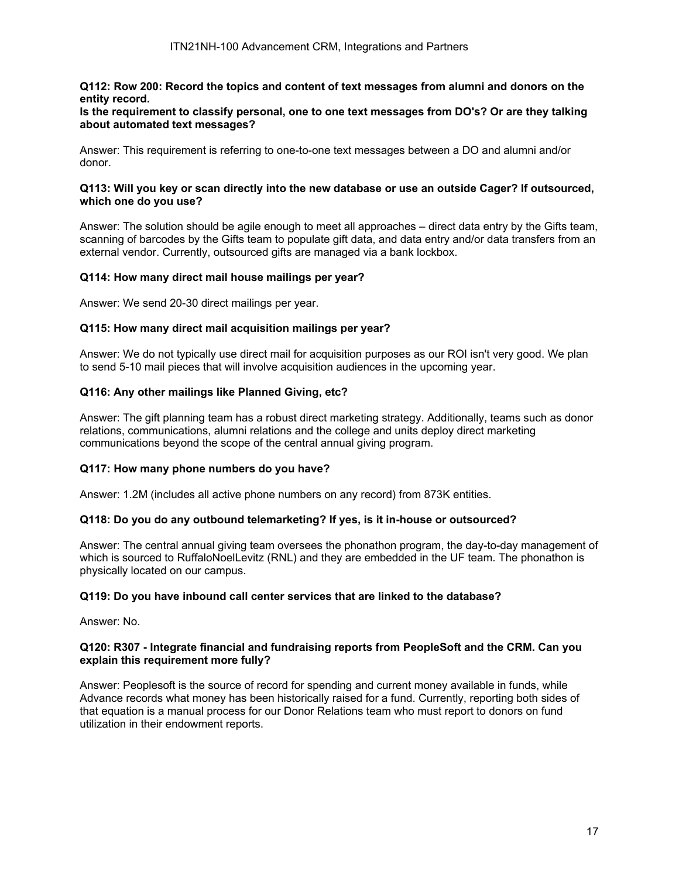**Q112: Row 200: Record the topics and content of text messages from alumni and donors on the entity record.**
**Is the requirement to classify personal, one to one text messages from DO's? Or are they talking about automated text messages?**

Answer: This requirement is referring to one-to-one text messages between a DO and alumni and/or donor.

**Q113: Will you key or scan directly into the new database or use an outside Cager? If outsourced, which one do you use?**

Answer: The solution should be agile enough to meet all approaches – direct data entry by the Gifts team, scanning of barcodes by the Gifts team to populate gift data, and data entry and/or data transfers from an external vendor. Currently, outsourced gifts are managed via a bank lockbox.

**Q114: How many direct mail house mailings per year?**

Answer: We send 20-30 direct mailings per year.

**Q115: How many direct mail acquisition mailings per year?**

Answer: We do not typically use direct mail for acquisition purposes as our ROI isn't very good. We plan to send 5-10 mail pieces that will involve acquisition audiences in the upcoming year.

**Q116: Any other mailings like Planned Giving, etc?**

Answer: The gift planning team has a robust direct marketing strategy. Additionally, teams such as donor relations, communications, alumni relations and the college and units deploy direct marketing communications beyond the scope of the central annual giving program.

**Q117: How many phone numbers do you have?**

Answer: 1.2M (includes all active phone numbers on any record) from 873K entities.

**Q118: Do you do any outbound telemarketing? If yes, is it in-house or outsourced?**

Answer: The central annual giving team oversees the phonathon program, the day-to-day management of which is sourced to RuffaloNoelLevitz (RNL) and they are embedded in the UF team. The phonathon is physically located on our campus.

**Q119: Do you have inbound call center services that are linked to the database?**

Answer: No.

**Q120: R307 - Integrate financial and fundraising reports from PeopleSoft and the CRM. Can you explain this requirement more fully?**

Answer: Peoplesoft is the source of record for spending and current money available in funds, while Advance records what money has been historically raised for a fund. Currently, reporting both sides of that equation is a manual process for our Donor Relations team who must report to donors on fund utilization in their endowment reports.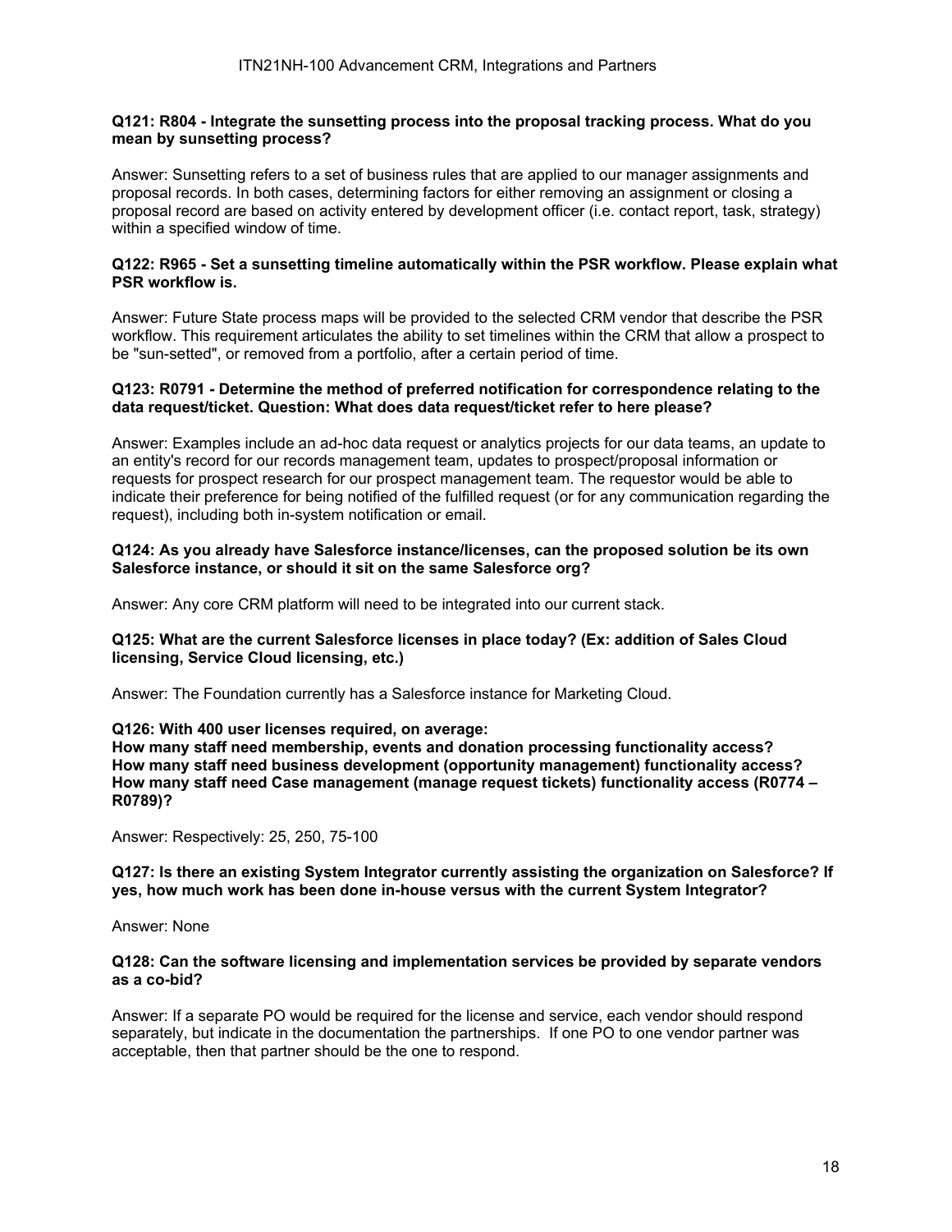**Q121: R804 - Integrate the sunsetting process into the proposal tracking process. What do you mean by sunsetting process?**

Answer: Sunsetting refers to a set of business rules that are applied to our manager assignments and proposal records. In both cases, determining factors for either removing an assignment or closing a proposal record are based on activity entered by development officer (i.e. contact report, task, strategy) within a specified window of time.

**Q122: R965 - Set a sunsetting timeline automatically within the PSR workflow. Please explain what PSR workflow is.**

Answer: Future State process maps will be provided to the selected CRM vendor that describe the PSR workflow. This requirement articulates the ability to set timelines within the CRM that allow a prospect to be "sun-setted", or removed from a portfolio, after a certain period of time.

**Q123: R0791 - Determine the method of preferred notification for correspondence relating to the data request/ticket. Question: What does data request/ticket refer to here please?**

Answer: Examples include an ad-hoc data request or analytics projects for our data teams, an update to an entity's record for our records management team, updates to prospect/proposal information or requests for prospect research for our prospect management team. The requestor would be able to indicate their preference for being notified of the fulfilled request (or for any communication regarding the request), including both in-system notification or email.

**Q124: As you already have Salesforce instance/licenses, can the proposed solution be its own Salesforce instance, or should it sit on the same Salesforce org?**

Answer: Any core CRM platform will need to be integrated into our current stack.

**Q125: What are the current Salesforce licenses in place today? (Ex: addition of Sales Cloud licensing, Service Cloud licensing, etc.)**

Answer: The Foundation currently has a Salesforce instance for Marketing Cloud.

**Q126: With 400 user licenses required, on average:**
**How many staff need membership, events and donation processing functionality access?**
**How many staff need business development (opportunity management) functionality access?**
**How many staff need Case management (manage request tickets) functionality access (R0774 – R0789)?**

Answer: Respectively: 25, 250, 75-100

**Q127: Is there an existing System Integrator currently assisting the organization on Salesforce? If yes, how much work has been done in-house versus with the current System Integrator?**

Answer: None

**Q128: Can the software licensing and implementation services be provided by separate vendors as a co-bid?**

Answer: If a separate PO would be required for the license and service, each vendor should respond separately, but indicate in the documentation the partnerships. If one PO to one vendor partner was acceptable, then that partner should be the one to respond.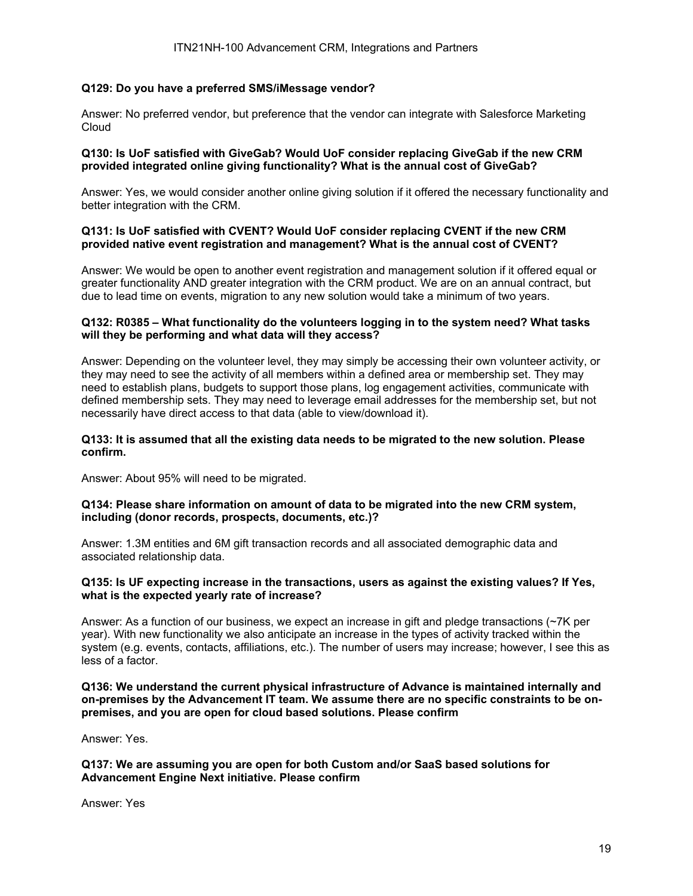**Q129: Do you have a preferred SMS/iMessage vendor?**

Answer: No preferred vendor, but preference that the vendor can integrate with Salesforce Marketing Cloud

**Q130: Is UoF satisfied with GiveGab? Would UoF consider replacing GiveGab if the new CRM provided integrated online giving functionality? What is the annual cost of GiveGab?**

Answer: Yes, we would consider another online giving solution if it offered the necessary functionality and better integration with the CRM.

**Q131: Is UoF satisfied with CVENT? Would UoF consider replacing CVENT if the new CRM provided native event registration and management? What is the annual cost of CVENT?**

Answer: We would be open to another event registration and management solution if it offered equal or greater functionality AND greater integration with the CRM product. We are on an annual contract, but due to lead time on events, migration to any new solution would take a minimum of two years.

**Q132: R0385 – What functionality do the volunteers logging in to the system need? What tasks will they be performing and what data will they access?**

Answer: Depending on the volunteer level, they may simply be accessing their own volunteer activity, or they may need to see the activity of all members within a defined area or membership set. They may need to establish plans, budgets to support those plans, log engagement activities, communicate with defined membership sets. They may need to leverage email addresses for the membership set, but not necessarily have direct access to that data (able to view/download it).

**Q133: It is assumed that all the existing data needs to be migrated to the new solution. Please confirm.**

Answer: About 95% will need to be migrated.

**Q134: Please share information on amount of data to be migrated into the new CRM system, including (donor records, prospects, documents, etc.)?**

Answer: 1.3M entities and 6M gift transaction records and all associated demographic data and associated relationship data.

**Q135: Is UF expecting increase in the transactions, users as against the existing values? If Yes, what is the expected yearly rate of increase?**

Answer: As a function of our business, we expect an increase in gift and pledge transactions (~7K per year). With new functionality we also anticipate an increase in the types of activity tracked within the system (e.g. events, contacts, affiliations, etc.). The number of users may increase; however, I see this as less of a factor.

**Q136: We understand the current physical infrastructure of Advance is maintained internally and on-premises by the Advancement IT team. We assume there are no specific constraints to be on-premises, and you are open for cloud based solutions. Please confirm**

Answer: Yes.

**Q137: We are assuming you are open for both Custom and/or SaaS based solutions for Advancement Engine Next initiative. Please confirm**

Answer: Yes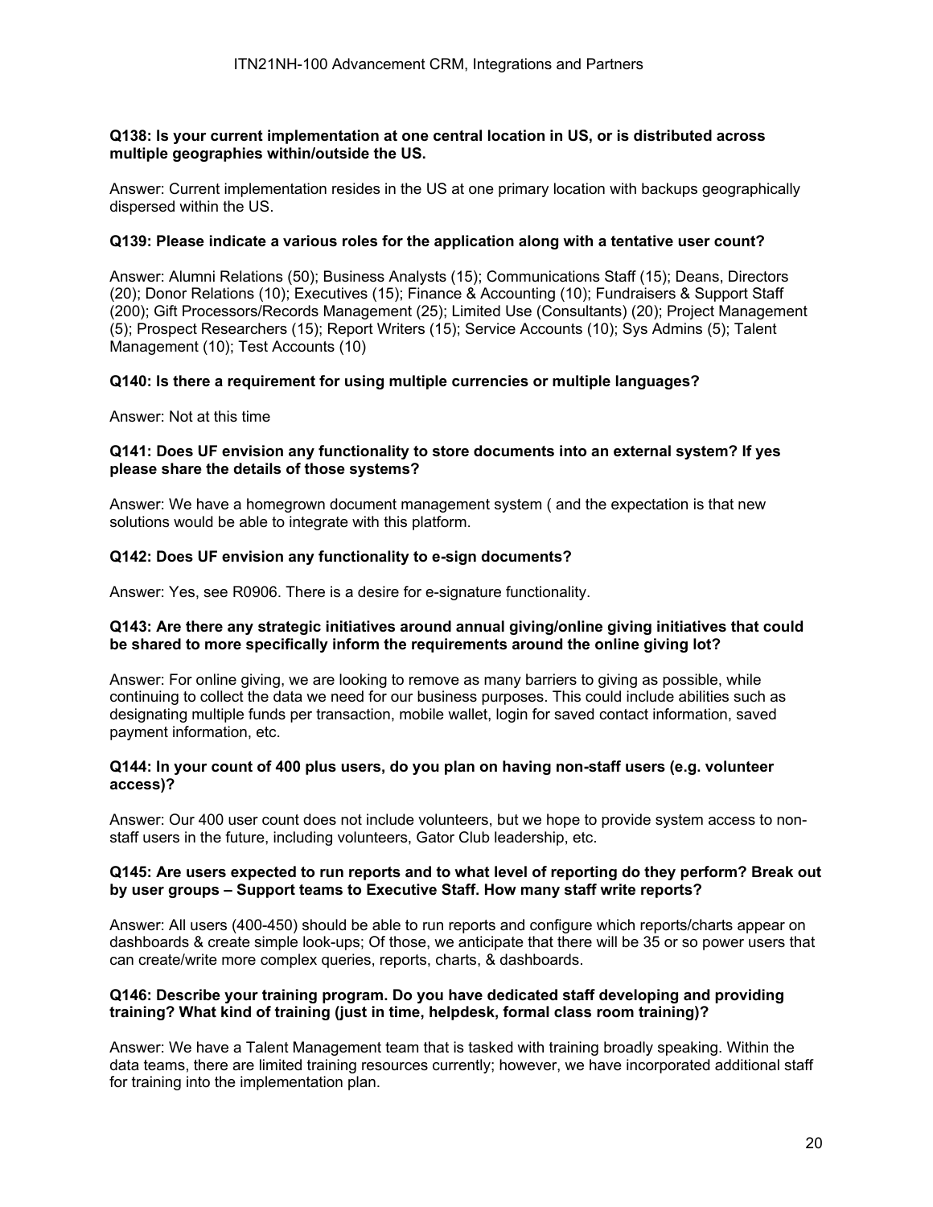**Q138: Is your current implementation at one central location in US, or is distributed across multiple geographies within/outside the US.**

Answer: Current implementation resides in the US at one primary location with backups geographically dispersed within the US.

**Q139: Please indicate a various roles for the application along with a tentative user count?**

Answer: Alumni Relations (50); Business Analysts (15); Communications Staff (15); Deans, Directors (20); Donor Relations (10); Executives (15); Finance & Accounting (10); Fundraisers & Support Staff (200); Gift Processors/Records Management (25); Limited Use (Consultants) (20); Project Management (5); Prospect Researchers (15); Report Writers (15); Service Accounts (10); Sys Admins (5); Talent Management (10); Test Accounts (10)

**Q140: Is there a requirement for using multiple currencies or multiple languages?**

Answer: Not at this time

**Q141: Does UF envision any functionality to store documents into an external system? If yes please share the details of those systems?**

Answer: We have a homegrown document management system ( and the expectation is that new solutions would be able to integrate with this platform.

**Q142: Does UF envision any functionality to e-sign documents?**

Answer: Yes, see R0906. There is a desire for e-signature functionality.

**Q143: Are there any strategic initiatives around annual giving/online giving initiatives that could be shared to more specifically inform the requirements around the online giving lot?**

Answer: For online giving, we are looking to remove as many barriers to giving as possible, while continuing to collect the data we need for our business purposes. This could include abilities such as designating multiple funds per transaction, mobile wallet, login for saved contact information, saved payment information, etc.

**Q144: In your count of 400 plus users, do you plan on having non-staff users (e.g. volunteer access)?**

Answer: Our 400 user count does not include volunteers, but we hope to provide system access to non-staff users in the future, including volunteers, Gator Club leadership, etc.

**Q145: Are users expected to run reports and to what level of reporting do they perform? Break out by user groups – Support teams to Executive Staff. How many staff write reports?**

Answer: All users (400-450) should be able to run reports and configure which reports/charts appear on dashboards & create simple look-ups; Of those, we anticipate that there will be 35 or so power users that can create/write more complex queries, reports, charts, & dashboards.

**Q146: Describe your training program. Do you have dedicated staff developing and providing training? What kind of training (just in time, helpdesk, formal class room training)?**

Answer: We have a Talent Management team that is tasked with training broadly speaking. Within the data teams, there are limited training resources currently; however, we have incorporated additional staff for training into the implementation plan.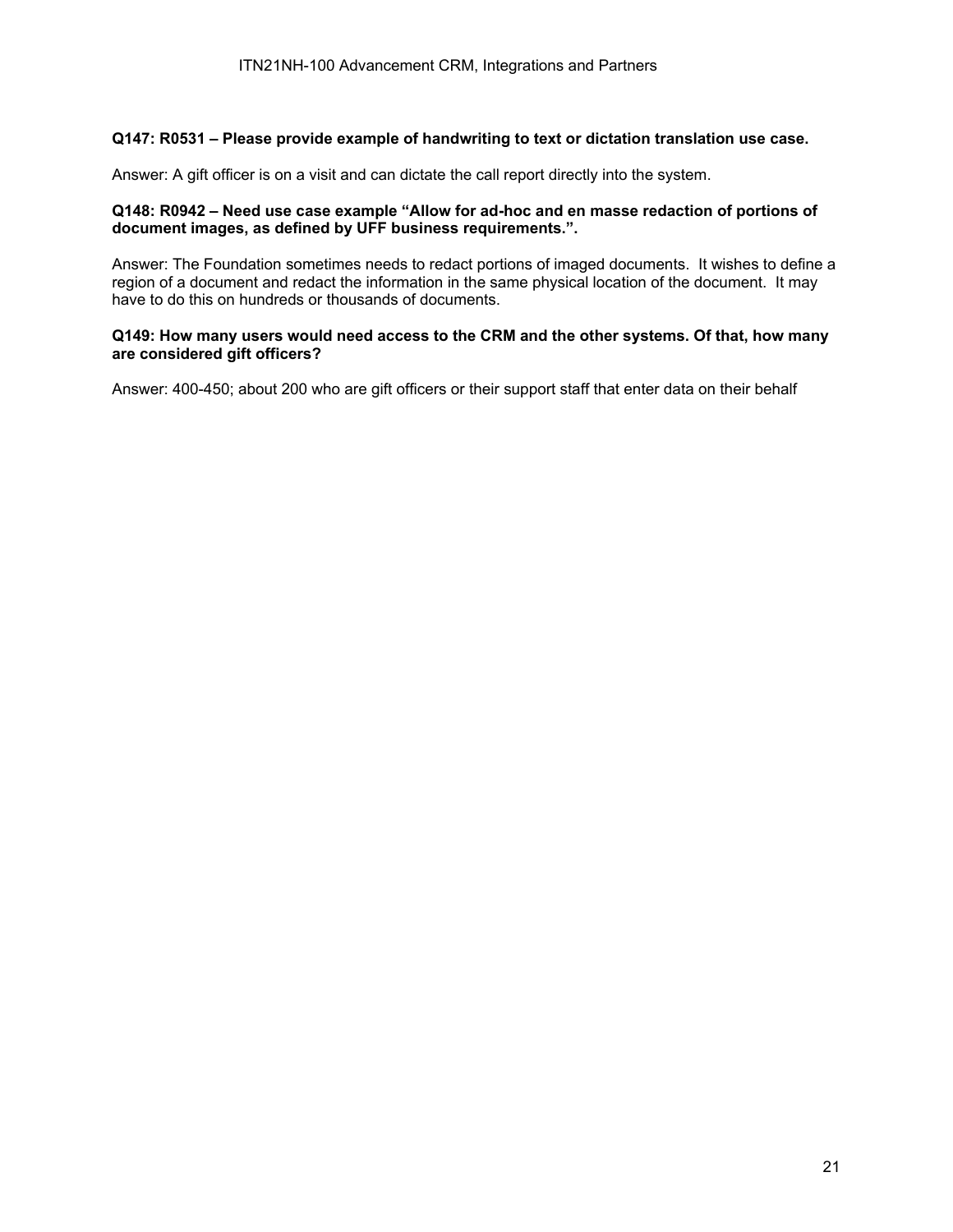**Q147: R0531 – Please provide example of handwriting to text or dictation translation use case.**

Answer: A gift officer is on a visit and can dictate the call report directly into the system.

**Q148: R0942 – Need use case example "Allow for ad-hoc and en masse redaction of portions of document images, as defined by UFF business requirements.".**

Answer: The Foundation sometimes needs to redact portions of imaged documents. It wishes to define a region of a document and redact the information in the same physical location of the document. It may have to do this on hundreds or thousands of documents.

**Q149: How many users would need access to the CRM and the other systems. Of that, how many are considered gift officers?**

Answer: 400-450; about 200 who are gift officers or their support staff that enter data on their behalf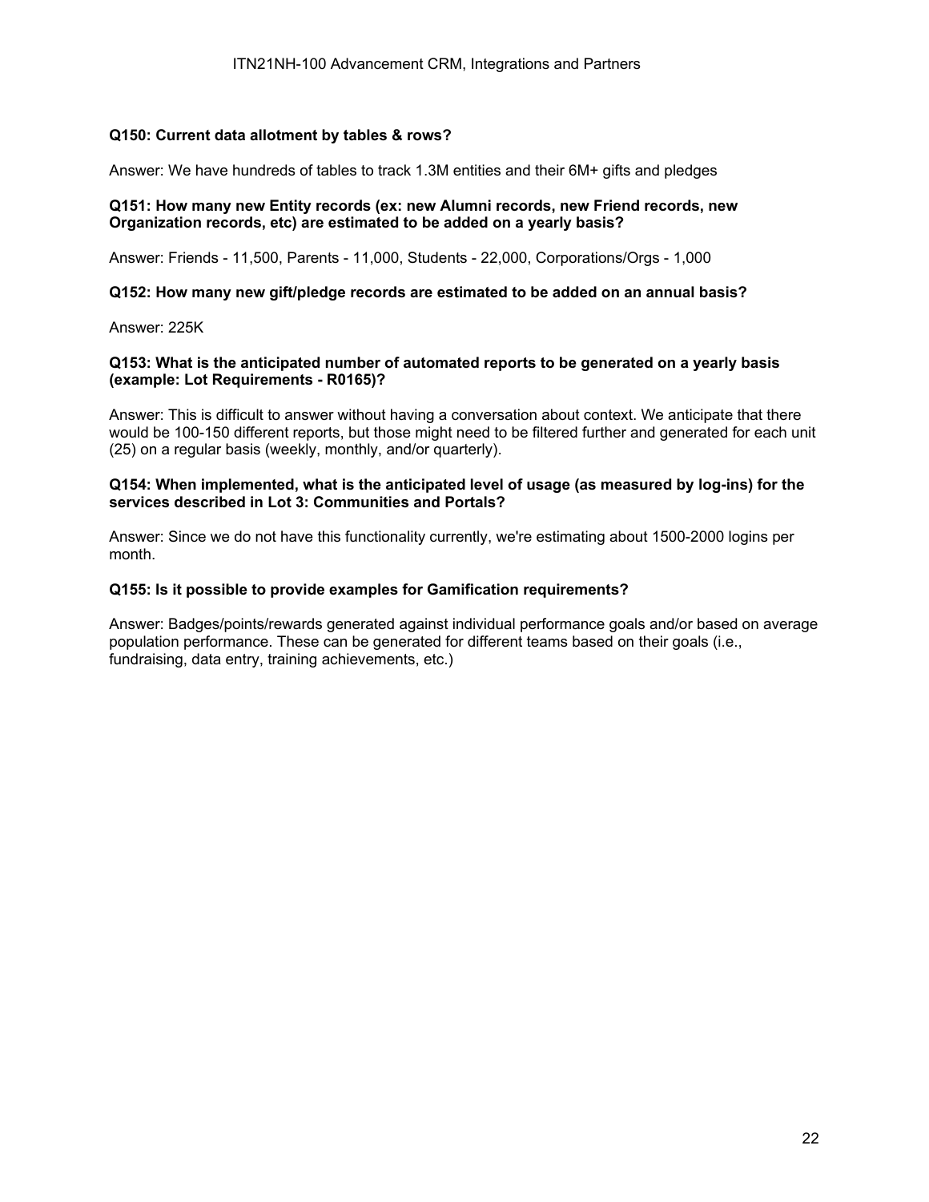**Q150: Current data allotment by tables & rows?**

Answer: We have hundreds of tables to track 1.3M entities and their 6M+ gifts and pledges

**Q151: How many new Entity records (ex: new Alumni records, new Friend records, new Organization records, etc) are estimated to be added on a yearly basis?**

Answer: Friends - 11,500, Parents - 11,000, Students - 22,000, Corporations/Orgs - 1,000

**Q152: How many new gift/pledge records are estimated to be added on an annual basis?**

Answer: 225K

**Q153: What is the anticipated number of automated reports to be generated on a yearly basis (example: Lot Requirements - R0165)?**

Answer: This is difficult to answer without having a conversation about context. We anticipate that there would be 100-150 different reports, but those might need to be filtered further and generated for each unit (25) on a regular basis (weekly, monthly, and/or quarterly).

**Q154: When implemented, what is the anticipated level of usage (as measured by log-ins) for the services described in Lot 3: Communities and Portals?**

Answer: Since we do not have this functionality currently, we're estimating about 1500-2000 logins per month.

**Q155: Is it possible to provide examples for Gamification requirements?**

Answer: Badges/points/rewards generated against individual performance goals and/or based on average population performance. These can be generated for different teams based on their goals (i.e., fundraising, data entry, training achievements, etc.)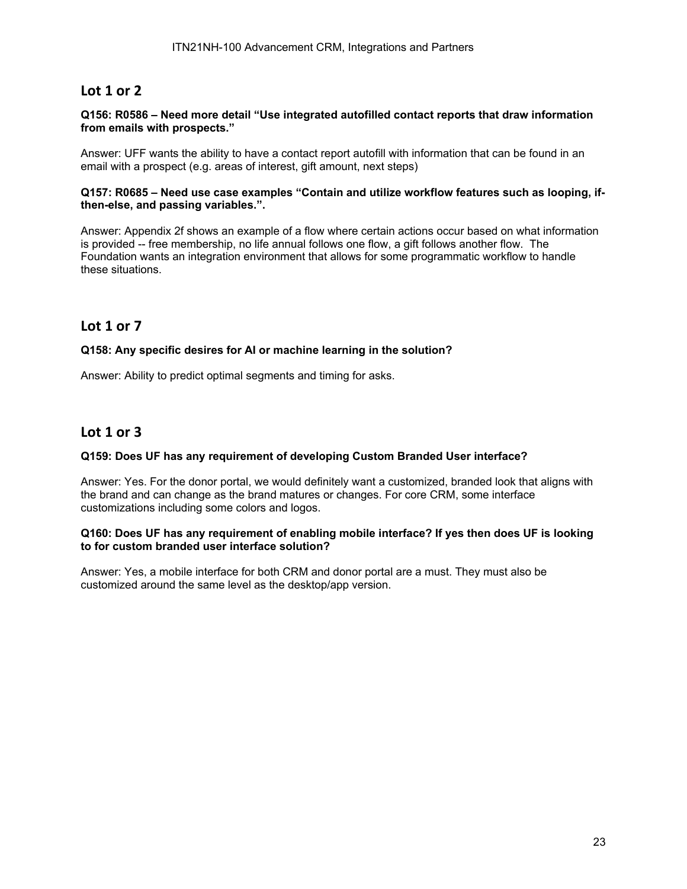## Lot 1 or 2

**Q156: R0586 – Need more detail "Use integrated autofilled contact reports that draw information from emails with prospects."**

Answer: UFF wants the ability to have a contact report autofill with information that can be found in an email with a prospect (e.g. areas of interest, gift amount, next steps)

**Q157: R0685 – Need use case examples "Contain and utilize workflow features such as looping, if-then-else, and passing variables.".**

Answer: Appendix 2f shows an example of a flow where certain actions occur based on what information is provided -- free membership, no life annual follows one flow, a gift follows another flow. The Foundation wants an integration environment that allows for some programmatic workflow to handle these situations.

## Lot 1 or 7

**Q158: Any specific desires for AI or machine learning in the solution?**

Answer: Ability to predict optimal segments and timing for asks.

## Lot 1 or 3

**Q159: Does UF has any requirement of developing Custom Branded User interface?**

Answer: Yes. For the donor portal, we would definitely want a customized, branded look that aligns with the brand and can change as the brand matures or changes. For core CRM, some interface customizations including some colors and logos.

**Q160: Does UF has any requirement of enabling mobile interface? If yes then does UF is looking to for custom branded user interface solution?**

Answer: Yes, a mobile interface for both CRM and donor portal are a must. They must also be customized around the same level as the desktop/app version.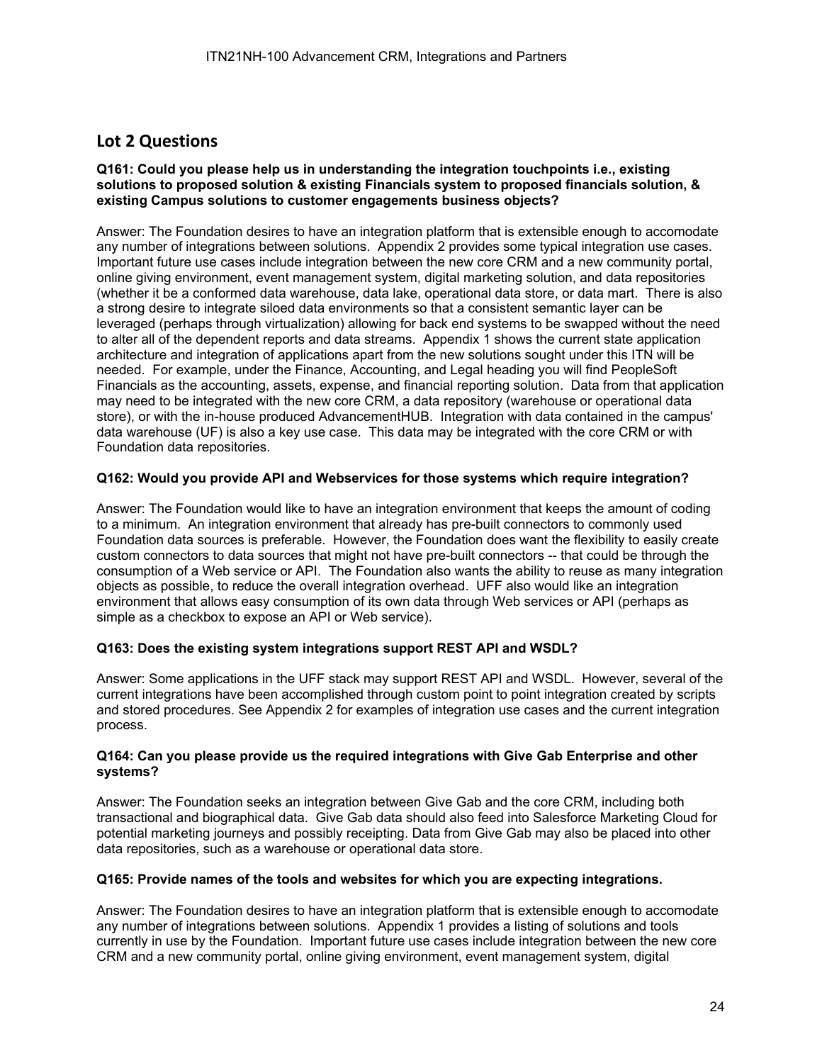## Lot 2 Questions

**Q161: Could you please help us in understanding the integration touchpoints i.e., existing solutions to proposed solution & existing Financials system to proposed financials solution, & existing Campus solutions to customer engagements business objects?**

Answer: The Foundation desires to have an integration platform that is extensible enough to accomodate any number of integrations between solutions. Appendix 2 provides some typical integration use cases. Important future use cases include integration between the new core CRM and a new community portal, online giving environment, event management system, digital marketing solution, and data repositories (whether it be a conformed data warehouse, data lake, operational data store, or data mart. There is also a strong desire to integrate siloed data environments so that a consistent semantic layer can be leveraged (perhaps through virtualization) allowing for back end systems to be swapped without the need to alter all of the dependent reports and data streams. Appendix 1 shows the current state application architecture and integration of applications apart from the new solutions sought under this ITN will be needed. For example, under the Finance, Accounting, and Legal heading you will find PeopleSoft Financials as the accounting, assets, expense, and financial reporting solution. Data from that application may need to be integrated with the new core CRM, a data repository (warehouse or operational data store), or with the in-house produced AdvancementHUB. Integration with data contained in the campus' data warehouse (UF) is also a key use case. This data may be integrated with the core CRM or with Foundation data repositories.

**Q162: Would you provide API and Webservices for those systems which require integration?**

Answer: The Foundation would like to have an integration environment that keeps the amount of coding to a minimum. An integration environment that already has pre-built connectors to commonly used Foundation data sources is preferable. However, the Foundation does want the flexibility to easily create custom connectors to data sources that might not have pre-built connectors -- that could be through the consumption of a Web service or API. The Foundation also wants the ability to reuse as many integration objects as possible, to reduce the overall integration overhead. UFF also would like an integration environment that allows easy consumption of its own data through Web services or API (perhaps as simple as a checkbox to expose an API or Web service).

**Q163: Does the existing system integrations support REST API and WSDL?**

Answer: Some applications in the UFF stack may support REST API and WSDL. However, several of the current integrations have been accomplished through custom point to point integration created by scripts and stored procedures. See Appendix 2 for examples of integration use cases and the current integration process.

**Q164: Can you please provide us the required integrations with Give Gab Enterprise and other systems?**

Answer: The Foundation seeks an integration between Give Gab and the core CRM, including both transactional and biographical data. Give Gab data should also feed into Salesforce Marketing Cloud for potential marketing journeys and possibly receipting. Data from Give Gab may also be placed into other data repositories, such as a warehouse or operational data store.

**Q165: Provide names of the tools and websites for which you are expecting integrations.**

Answer: The Foundation desires to have an integration platform that is extensible enough to accomodate any number of integrations between solutions. Appendix 1 provides a listing of solutions and tools currently in use by the Foundation. Important future use cases include integration between the new core CRM and a new community portal, online giving environment, event management system, digital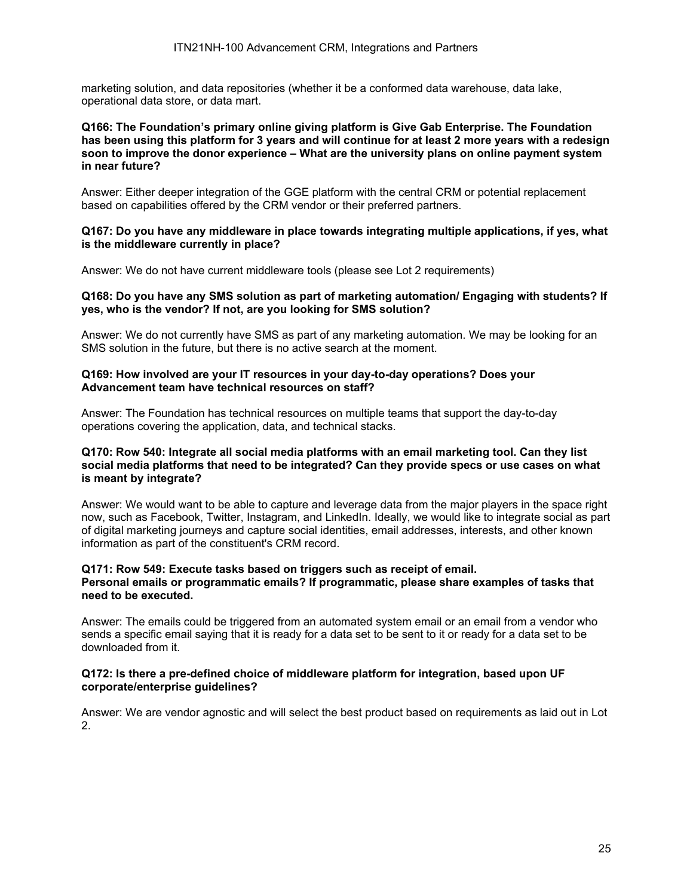marketing solution, and data repositories (whether it be a conformed data warehouse, data lake, operational data store, or data mart.

**Q166: The Foundation's primary online giving platform is Give Gab Enterprise. The Foundation has been using this platform for 3 years and will continue for at least 2 more years with a redesign soon to improve the donor experience – What are the university plans on online payment system in near future?**

Answer: Either deeper integration of the GGE platform with the central CRM or potential replacement based on capabilities offered by the CRM vendor or their preferred partners.

**Q167: Do you have any middleware in place towards integrating multiple applications, if yes, what is the middleware currently in place?**

Answer: We do not have current middleware tools (please see Lot 2 requirements)

**Q168: Do you have any SMS solution as part of marketing automation/ Engaging with students? If yes, who is the vendor? If not, are you looking for SMS solution?**

Answer: We do not currently have SMS as part of any marketing automation. We may be looking for an SMS solution in the future, but there is no active search at the moment.

**Q169: How involved are your IT resources in your day-to-day operations? Does your Advancement team have technical resources on staff?**

Answer: The Foundation has technical resources on multiple teams that support the day-to-day operations covering the application, data, and technical stacks.

**Q170: Row 540: Integrate all social media platforms with an email marketing tool. Can they list social media platforms that need to be integrated? Can they provide specs or use cases on what is meant by integrate?**

Answer: We would want to be able to capture and leverage data from the major players in the space right now, such as Facebook, Twitter, Instagram, and LinkedIn. Ideally, we would like to integrate social as part of digital marketing journeys and capture social identities, email addresses, interests, and other known information as part of the constituent's CRM record.

**Q171: Row 549: Execute tasks based on triggers such as receipt of email.**
**Personal emails or programmatic emails? If programmatic, please share examples of tasks that need to be executed.**

Answer: The emails could be triggered from an automated system email or an email from a vendor who sends a specific email saying that it is ready for a data set to be sent to it or ready for a data set to be downloaded from it.

**Q172: Is there a pre-defined choice of middleware platform for integration, based upon UF corporate/enterprise guidelines?**

Answer: We are vendor agnostic and will select the best product based on requirements as laid out in Lot 2.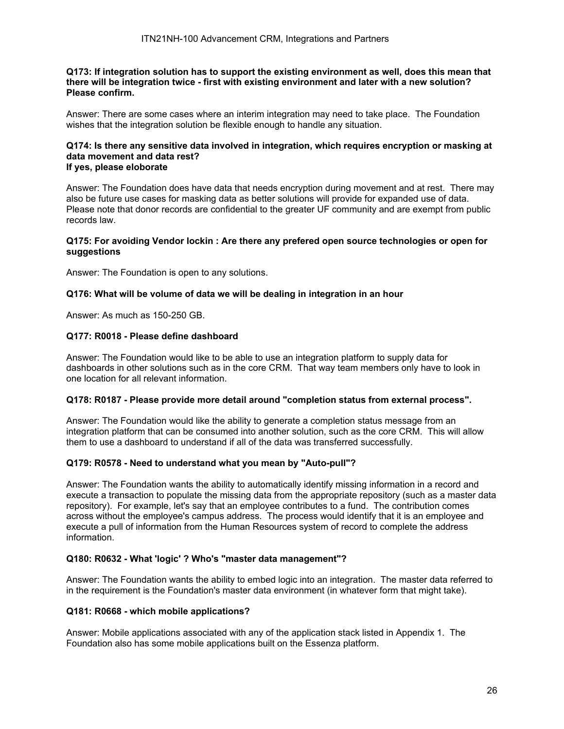**Q173: If integration solution has to support the existing environment as well, does this mean that there will be integration twice - first with existing environment and later with a new solution? Please confirm.**

Answer: There are some cases where an interim integration may need to take place. The Foundation wishes that the integration solution be flexible enough to handle any situation.

**Q174: Is there any sensitive data involved in integration, which requires encryption or masking at data movement and data rest?**
**If yes, please eloborate**

Answer: The Foundation does have data that needs encryption during movement and at rest. There may also be future use cases for masking data as better solutions will provide for expanded use of data. Please note that donor records are confidential to the greater UF community and are exempt from public records law.

**Q175: For avoiding Vendor lockin : Are there any prefered open source technologies or open for suggestions**

Answer: The Foundation is open to any solutions.

**Q176: What will be volume of data we will be dealing in integration in an hour**

Answer: As much as 150-250 GB.

**Q177: R0018 - Please define dashboard**

Answer: The Foundation would like to be able to use an integration platform to supply data for dashboards in other solutions such as in the core CRM. That way team members only have to look in one location for all relevant information.

**Q178: R0187 - Please provide more detail around "completion status from external process".**

Answer: The Foundation would like the ability to generate a completion status message from an integration platform that can be consumed into another solution, such as the core CRM. This will allow them to use a dashboard to understand if all of the data was transferred successfully.

**Q179: R0578 - Need to understand what you mean by "Auto-pull"?**

Answer: The Foundation wants the ability to automatically identify missing information in a record and execute a transaction to populate the missing data from the appropriate repository (such as a master data repository). For example, let's say that an employee contributes to a fund. The contribution comes across without the employee's campus address. The process would identify that it is an employee and execute a pull of information from the Human Resources system of record to complete the address information.

**Q180: R0632 - What 'logic' ? Who's "master data management"?**

Answer: The Foundation wants the ability to embed logic into an integration. The master data referred to in the requirement is the Foundation's master data environment (in whatever form that might take).

**Q181: R0668 - which mobile applications?**

Answer: Mobile applications associated with any of the application stack listed in Appendix 1. The Foundation also has some mobile applications built on the Essenza platform.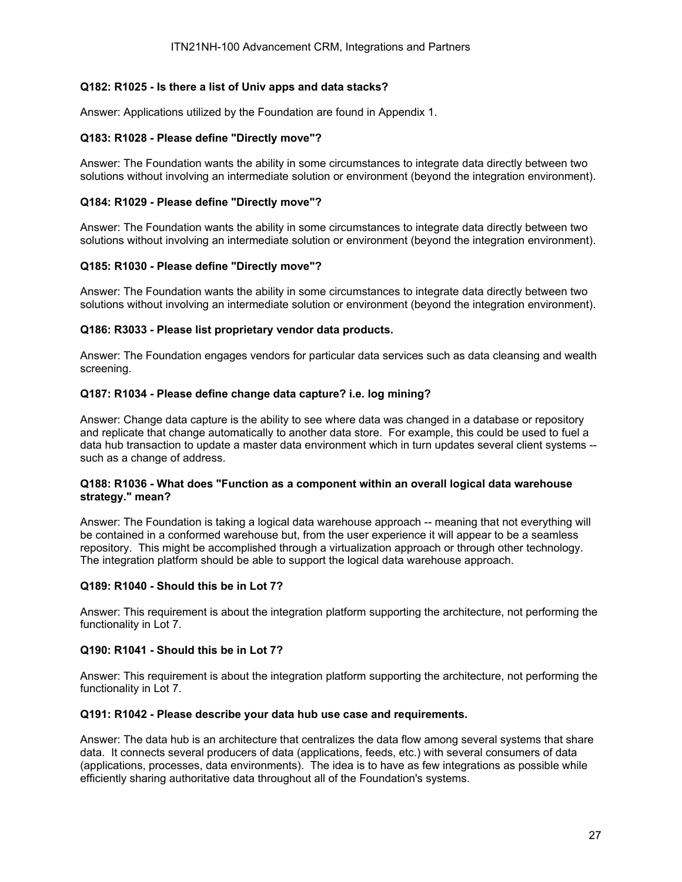**Q182: R1025 - Is there a list of Univ apps and data stacks?**

Answer: Applications utilized by the Foundation are found in Appendix 1.

**Q183: R1028 - Please define "Directly move"?**

Answer: The Foundation wants the ability in some circumstances to integrate data directly between two solutions without involving an intermediate solution or environment (beyond the integration environment).

**Q184: R1029 - Please define "Directly move"?**

Answer: The Foundation wants the ability in some circumstances to integrate data directly between two solutions without involving an intermediate solution or environment (beyond the integration environment).

**Q185: R1030 - Please define "Directly move"?**

Answer: The Foundation wants the ability in some circumstances to integrate data directly between two solutions without involving an intermediate solution or environment (beyond the integration environment).

**Q186: R3033 - Please list proprietary vendor data products.**

Answer: The Foundation engages vendors for particular data services such as data cleansing and wealth screening.

**Q187: R1034 - Please define change data capture? i.e. log mining?**

Answer: Change data capture is the ability to see where data was changed in a database or repository and replicate that change automatically to another data store. For example, this could be used to fuel a data hub transaction to update a master data environment which in turn updates several client systems -- such as a change of address.

**Q188: R1036 - What does "Function as a component within an overall logical data warehouse strategy." mean?**

Answer: The Foundation is taking a logical data warehouse approach -- meaning that not everything will be contained in a conformed warehouse but, from the user experience it will appear to be a seamless repository. This might be accomplished through a virtualization approach or through other technology. The integration platform should be able to support the logical data warehouse approach.

**Q189: R1040 - Should this be in Lot 7?**

Answer: This requirement is about the integration platform supporting the architecture, not performing the functionality in Lot 7.

**Q190: R1041 - Should this be in Lot 7?**

Answer: This requirement is about the integration platform supporting the architecture, not performing the functionality in Lot 7.

**Q191: R1042 - Please describe your data hub use case and requirements.**

Answer: The data hub is an architecture that centralizes the data flow among several systems that share data. It connects several producers of data (applications, feeds, etc.) with several consumers of data (applications, processes, data environments). The idea is to have as few integrations as possible while efficiently sharing authoritative data throughout all of the Foundation's systems.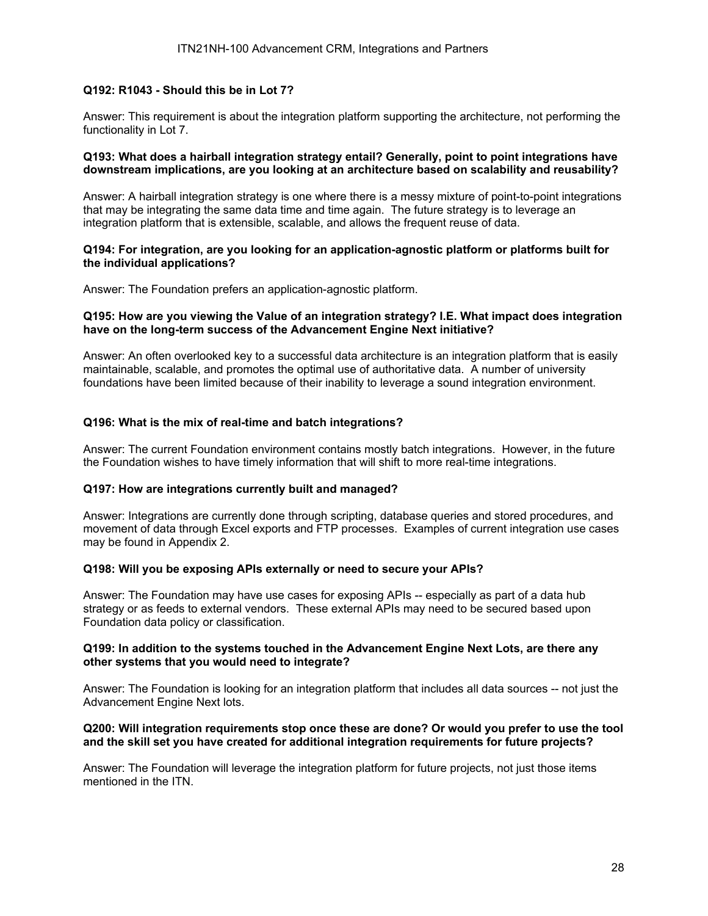**Q192: R1043 - Should this be in Lot 7?**

Answer: This requirement is about the integration platform supporting the architecture, not performing the functionality in Lot 7.

**Q193: What does a hairball integration strategy entail? Generally, point to point integrations have downstream implications, are you looking at an architecture based on scalability and reusability?**

Answer: A hairball integration strategy is one where there is a messy mixture of point-to-point integrations that may be integrating the same data time and time again. The future strategy is to leverage an integration platform that is extensible, scalable, and allows the frequent reuse of data.

**Q194: For integration, are you looking for an application-agnostic platform or platforms built for the individual applications?**

Answer: The Foundation prefers an application-agnostic platform.

**Q195: How are you viewing the Value of an integration strategy? I.E. What impact does integration have on the long-term success of the Advancement Engine Next initiative?**

Answer: An often overlooked key to a successful data architecture is an integration platform that is easily maintainable, scalable, and promotes the optimal use of authoritative data. A number of university foundations have been limited because of their inability to leverage a sound integration environment.

**Q196: What is the mix of real-time and batch integrations?**

Answer: The current Foundation environment contains mostly batch integrations. However, in the future the Foundation wishes to have timely information that will shift to more real-time integrations.

**Q197: How are integrations currently built and managed?**

Answer: Integrations are currently done through scripting, database queries and stored procedures, and movement of data through Excel exports and FTP processes. Examples of current integration use cases may be found in Appendix 2.

**Q198: Will you be exposing APIs externally or need to secure your APIs?**

Answer: The Foundation may have use cases for exposing APIs -- especially as part of a data hub strategy or as feeds to external vendors. These external APIs may need to be secured based upon Foundation data policy or classification.

**Q199: In addition to the systems touched in the Advancement Engine Next Lots, are there any other systems that you would need to integrate?**

Answer: The Foundation is looking for an integration platform that includes all data sources -- not just the Advancement Engine Next lots.

**Q200: Will integration requirements stop once these are done? Or would you prefer to use the tool and the skill set you have created for additional integration requirements for future projects?**

Answer: The Foundation will leverage the integration platform for future projects, not just those items mentioned in the ITN.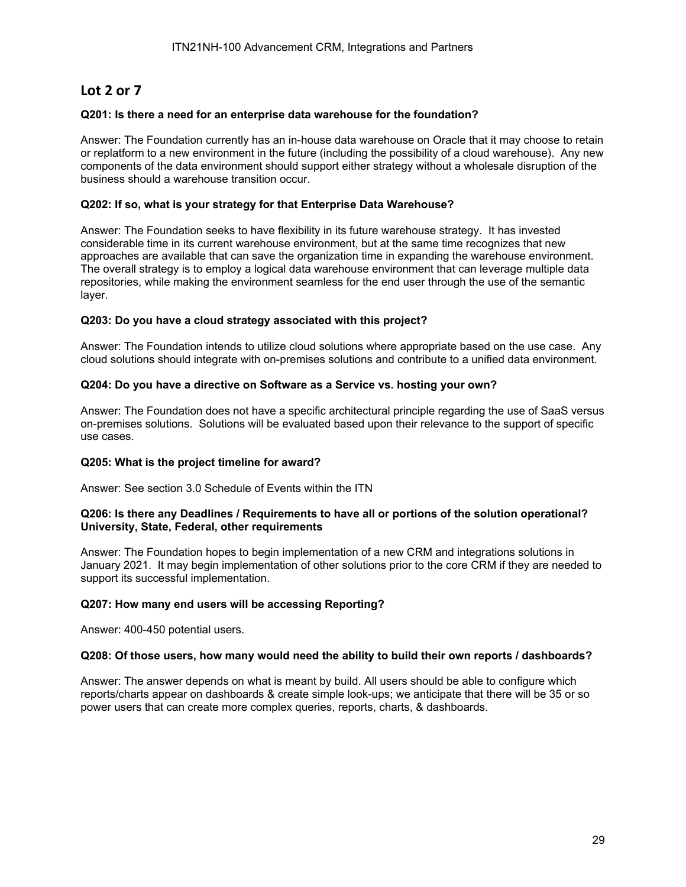## Lot 2 or 7

**Q201: Is there a need for an enterprise data warehouse for the foundation?**

Answer: The Foundation currently has an in-house data warehouse on Oracle that it may choose to retain or replatform to a new environment in the future (including the possibility of a cloud warehouse). Any new components of the data environment should support either strategy without a wholesale disruption of the business should a warehouse transition occur.

**Q202: If so, what is your strategy for that Enterprise Data Warehouse?**

Answer: The Foundation seeks to have flexibility in its future warehouse strategy. It has invested considerable time in its current warehouse environment, but at the same time recognizes that new approaches are available that can save the organization time in expanding the warehouse environment. The overall strategy is to employ a logical data warehouse environment that can leverage multiple data repositories, while making the environment seamless for the end user through the use of the semantic layer.

**Q203: Do you have a cloud strategy associated with this project?**

Answer: The Foundation intends to utilize cloud solutions where appropriate based on the use case. Any cloud solutions should integrate with on-premises solutions and contribute to a unified data environment.

**Q204: Do you have a directive on Software as a Service vs. hosting your own?**

Answer: The Foundation does not have a specific architectural principle regarding the use of SaaS versus on-premises solutions. Solutions will be evaluated based upon their relevance to the support of specific use cases.

**Q205: What is the project timeline for award?**

Answer: See section 3.0 Schedule of Events within the ITN

**Q206: Is there any Deadlines / Requirements to have all or portions of the solution operational? University, State, Federal, other requirements**

Answer: The Foundation hopes to begin implementation of a new CRM and integrations solutions in January 2021. It may begin implementation of other solutions prior to the core CRM if they are needed to support its successful implementation.

**Q207: How many end users will be accessing Reporting?**

Answer: 400-450 potential users.

**Q208: Of those users, how many would need the ability to build their own reports / dashboards?**

Answer: The answer depends on what is meant by build. All users should be able to configure which reports/charts appear on dashboards & create simple look-ups; we anticipate that there will be 35 or so power users that can create more complex queries, reports, charts, & dashboards.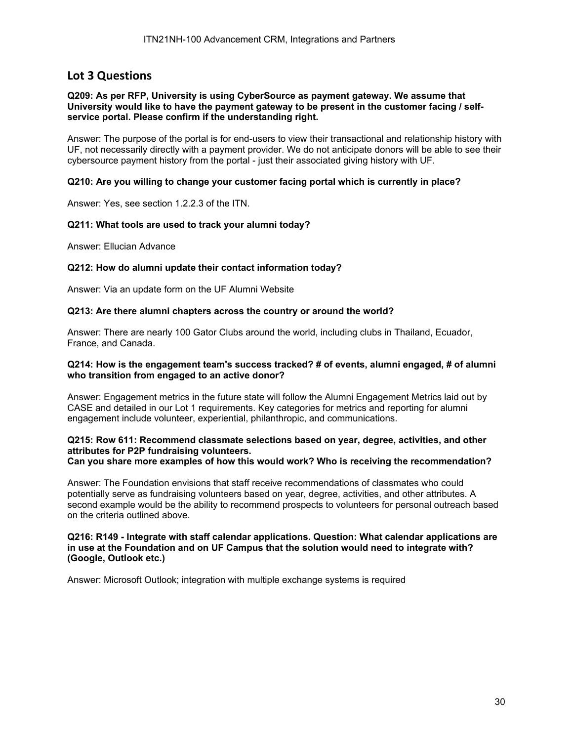## Lot 3 Questions

**Q209: As per RFP, University is using CyberSource as payment gateway. We assume that University would like to have the payment gateway to be present in the customer facing / self-service portal. Please confirm if the understanding right.**

Answer: The purpose of the portal is for end-users to view their transactional and relationship history with UF, not necessarily directly with a payment provider. We do not anticipate donors will be able to see their cybersource payment history from the portal - just their associated giving history with UF.

**Q210: Are you willing to change your customer facing portal which is currently in place?**

Answer: Yes, see section 1.2.2.3 of the ITN.

**Q211: What tools are used to track your alumni today?**

Answer: Ellucian Advance

**Q212: How do alumni update their contact information today?**

Answer: Via an update form on the UF Alumni Website

**Q213: Are there alumni chapters across the country or around the world?**

Answer: There are nearly 100 Gator Clubs around the world, including clubs in Thailand, Ecuador, France, and Canada.

**Q214: How is the engagement team's success tracked? # of events, alumni engaged, # of alumni who transition from engaged to an active donor?**

Answer: Engagement metrics in the future state will follow the Alumni Engagement Metrics laid out by CASE and detailed in our Lot 1 requirements. Key categories for metrics and reporting for alumni engagement include volunteer, experiential, philanthropic, and communications.

**Q215: Row 611: Recommend classmate selections based on year, degree, activities, and other attributes for P2P fundraising volunteers.**
**Can you share more examples of how this would work? Who is receiving the recommendation?**

Answer: The Foundation envisions that staff receive recommendations of classmates who could potentially serve as fundraising volunteers based on year, degree, activities, and other attributes. A second example would be the ability to recommend prospects to volunteers for personal outreach based on the criteria outlined above.

**Q216: R149 - Integrate with staff calendar applications. Question: What calendar applications are in use at the Foundation and on UF Campus that the solution would need to integrate with? (Google, Outlook etc.)**

Answer: Microsoft Outlook; integration with multiple exchange systems is required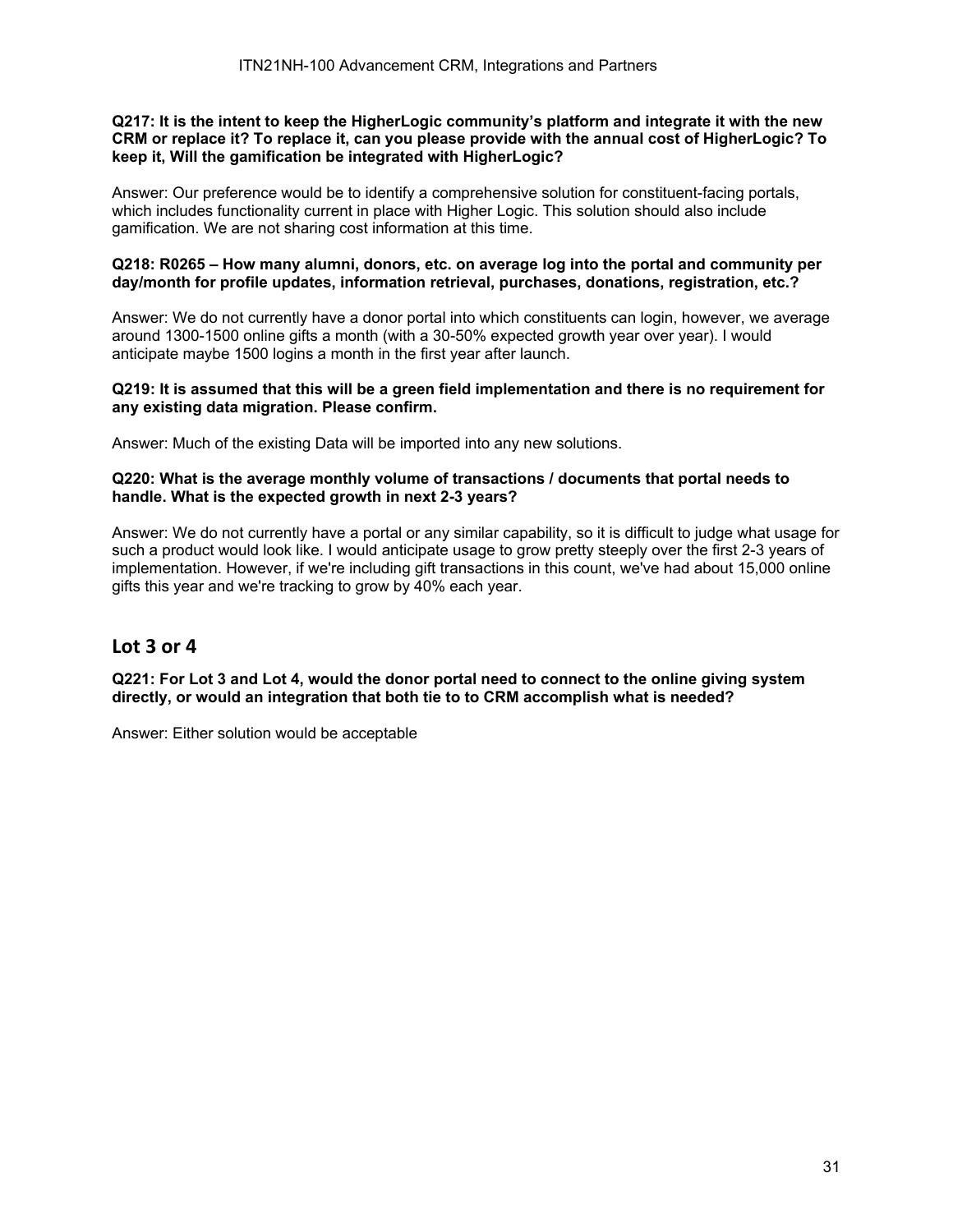**Q217: It is the intent to keep the HigherLogic community's platform and integrate it with the new CRM or replace it? To replace it, can you please provide with the annual cost of HigherLogic? To keep it, Will the gamification be integrated with HigherLogic?**

Answer: Our preference would be to identify a comprehensive solution for constituent-facing portals, which includes functionality current in place with Higher Logic. This solution should also include gamification. We are not sharing cost information at this time.

**Q218: R0265 – How many alumni, donors, etc. on average log into the portal and community per day/month for profile updates, information retrieval, purchases, donations, registration, etc.?**

Answer: We do not currently have a donor portal into which constituents can login, however, we average around 1300-1500 online gifts a month (with a 30-50% expected growth year over year). I would anticipate maybe 1500 logins a month in the first year after launch.

**Q219: It is assumed that this will be a green field implementation and there is no requirement for any existing data migration. Please confirm.**

Answer: Much of the existing Data will be imported into any new solutions.

**Q220: What is the average monthly volume of transactions / documents that portal needs to handle. What is the expected growth in next 2-3 years?**

Answer: We do not currently have a portal or any similar capability, so it is difficult to judge what usage for such a product would look like. I would anticipate usage to grow pretty steeply over the first 2-3 years of implementation. However, if we're including gift transactions in this count, we've had about 15,000 online gifts this year and we're tracking to grow by 40% each year.

## Lot 3 or 4

**Q221: For Lot 3 and Lot 4, would the donor portal need to connect to the online giving system directly, or would an integration that both tie to to CRM accomplish what is needed?**

Answer: Either solution would be acceptable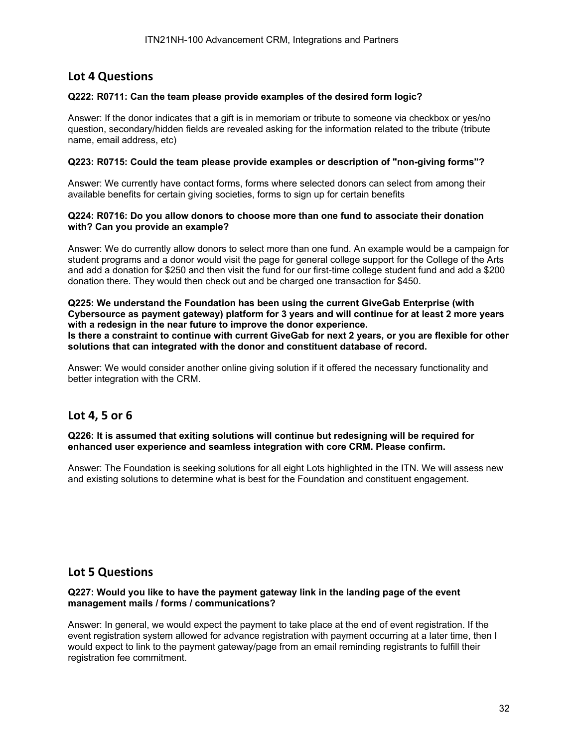## Lot 4 Questions

**Q222: R0711: Can the team please provide examples of the desired form logic?**

Answer: If the donor indicates that a gift is in memoriam or tribute to someone via checkbox or yes/no question, secondary/hidden fields are revealed asking for the information related to the tribute (tribute name, email address, etc)

**Q223: R0715: Could the team please provide examples or description of "non-giving forms"?**

Answer: We currently have contact forms, forms where selected donors can select from among their available benefits for certain giving societies, forms to sign up for certain benefits

**Q224: R0716: Do you allow donors to choose more than one fund to associate their donation with? Can you provide an example?**

Answer: We do currently allow donors to select more than one fund. An example would be a campaign for student programs and a donor would visit the page for general college support for the College of the Arts and add a donation for $250 and then visit the fund for our first-time college student fund and add a $200 donation there. They would then check out and be charged one transaction for $450.

**Q225: We understand the Foundation has been using the current GiveGab Enterprise (with Cybersource as payment gateway) platform for 3 years and will continue for at least 2 more years with a redesign in the near future to improve the donor experience.**
**Is there a constraint to continue with current GiveGab for next 2 years, or you are flexible for other solutions that can integrated with the donor and constituent database of record.**

Answer: We would consider another online giving solution if it offered the necessary functionality and better integration with the CRM.

## Lot 4, 5 or 6

**Q226: It is assumed that exiting solutions will continue but redesigning will be required for enhanced user experience and seamless integration with core CRM. Please confirm.**

Answer: The Foundation is seeking solutions for all eight Lots highlighted in the ITN. We will assess new and existing solutions to determine what is best for the Foundation and constituent engagement.

## Lot 5 Questions

**Q227: Would you like to have the payment gateway link in the landing page of the event management mails / forms / communications?**

Answer: In general, we would expect the payment to take place at the end of event registration. If the event registration system allowed for advance registration with payment occurring at a later time, then I would expect to link to the payment gateway/page from an email reminding registrants to fulfill their registration fee commitment.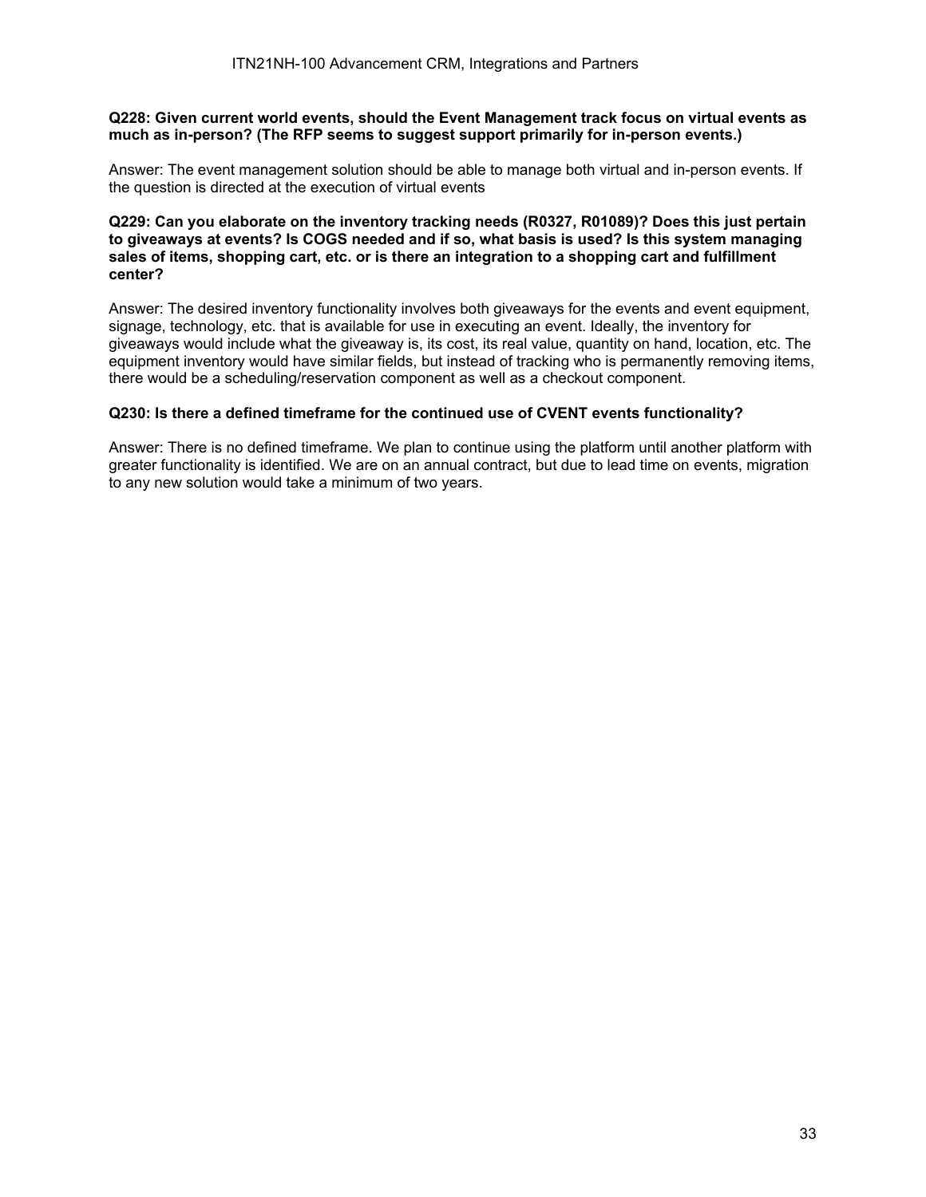**Q228: Given current world events, should the Event Management track focus on virtual events as much as in-person? (The RFP seems to suggest support primarily for in-person events.)**

Answer: The event management solution should be able to manage both virtual and in-person events. If the question is directed at the execution of virtual events

**Q229: Can you elaborate on the inventory tracking needs (R0327, R01089)? Does this just pertain to giveaways at events? Is COGS needed and if so, what basis is used? Is this system managing sales of items, shopping cart, etc. or is there an integration to a shopping cart and fulfillment center?**

Answer: The desired inventory functionality involves both giveaways for the events and event equipment, signage, technology, etc. that is available for use in executing an event. Ideally, the inventory for giveaways would include what the giveaway is, its cost, its real value, quantity on hand, location, etc. The equipment inventory would have similar fields, but instead of tracking who is permanently removing items, there would be a scheduling/reservation component as well as a checkout component.

**Q230: Is there a defined timeframe for the continued use of CVENT events functionality?**

Answer: There is no defined timeframe. We plan to continue using the platform until another platform with greater functionality is identified. We are on an annual contract, but due to lead time on events, migration to any new solution would take a minimum of two years.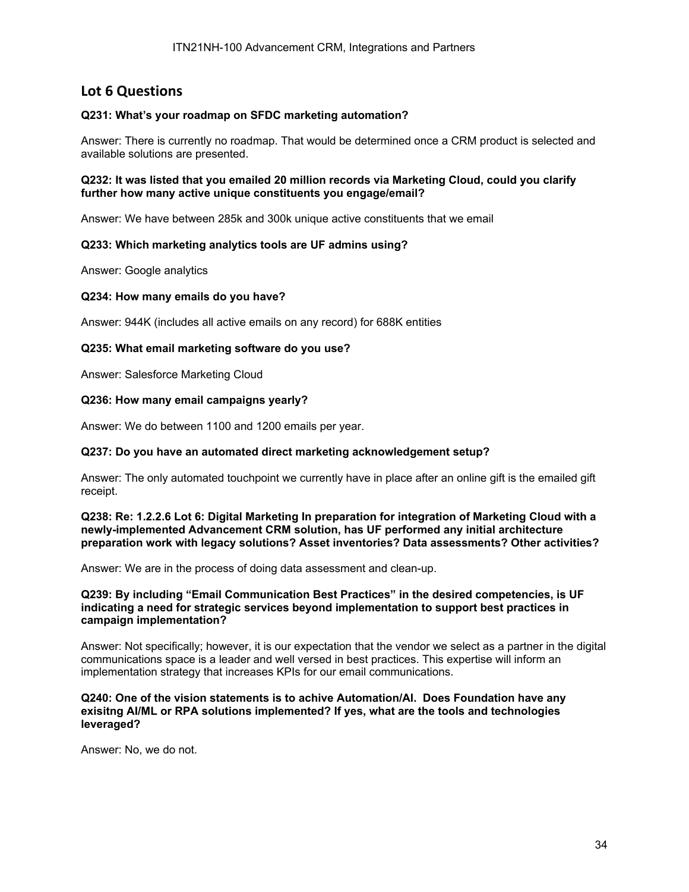## Lot 6 Questions

**Q231: What's your roadmap on SFDC marketing automation?**

Answer: There is currently no roadmap. That would be determined once a CRM product is selected and available solutions are presented.

**Q232: It was listed that you emailed 20 million records via Marketing Cloud, could you clarify further how many active unique constituents you engage/email?**

Answer: We have between 285k and 300k unique active constituents that we email

**Q233: Which marketing analytics tools are UF admins using?**

Answer: Google analytics

**Q234: How many emails do you have?**

Answer: 944K (includes all active emails on any record) for 688K entities

**Q235: What email marketing software do you use?**

Answer: Salesforce Marketing Cloud

**Q236: How many email campaigns yearly?**

Answer: We do between 1100 and 1200 emails per year.

**Q237: Do you have an automated direct marketing acknowledgement setup?**

Answer: The only automated touchpoint we currently have in place after an online gift is the emailed gift receipt.

**Q238: Re: 1.2.2.6 Lot 6: Digital Marketing In preparation for integration of Marketing Cloud with a newly-implemented Advancement CRM solution, has UF performed any initial architecture preparation work with legacy solutions? Asset inventories? Data assessments? Other activities?**

Answer: We are in the process of doing data assessment and clean-up.

**Q239: By including "Email Communication Best Practices" in the desired competencies, is UF indicating a need for strategic services beyond implementation to support best practices in campaign implementation?**

Answer: Not specifically; however, it is our expectation that the vendor we select as a partner in the digital communications space is a leader and well versed in best practices. This expertise will inform an implementation strategy that increases KPIs for our email communications.

**Q240: One of the vision statements is to achive Automation/AI. Does Foundation have any exisitng AI/ML or RPA solutions implemented? If yes, what are the tools and technologies leveraged?**

Answer: No, we do not.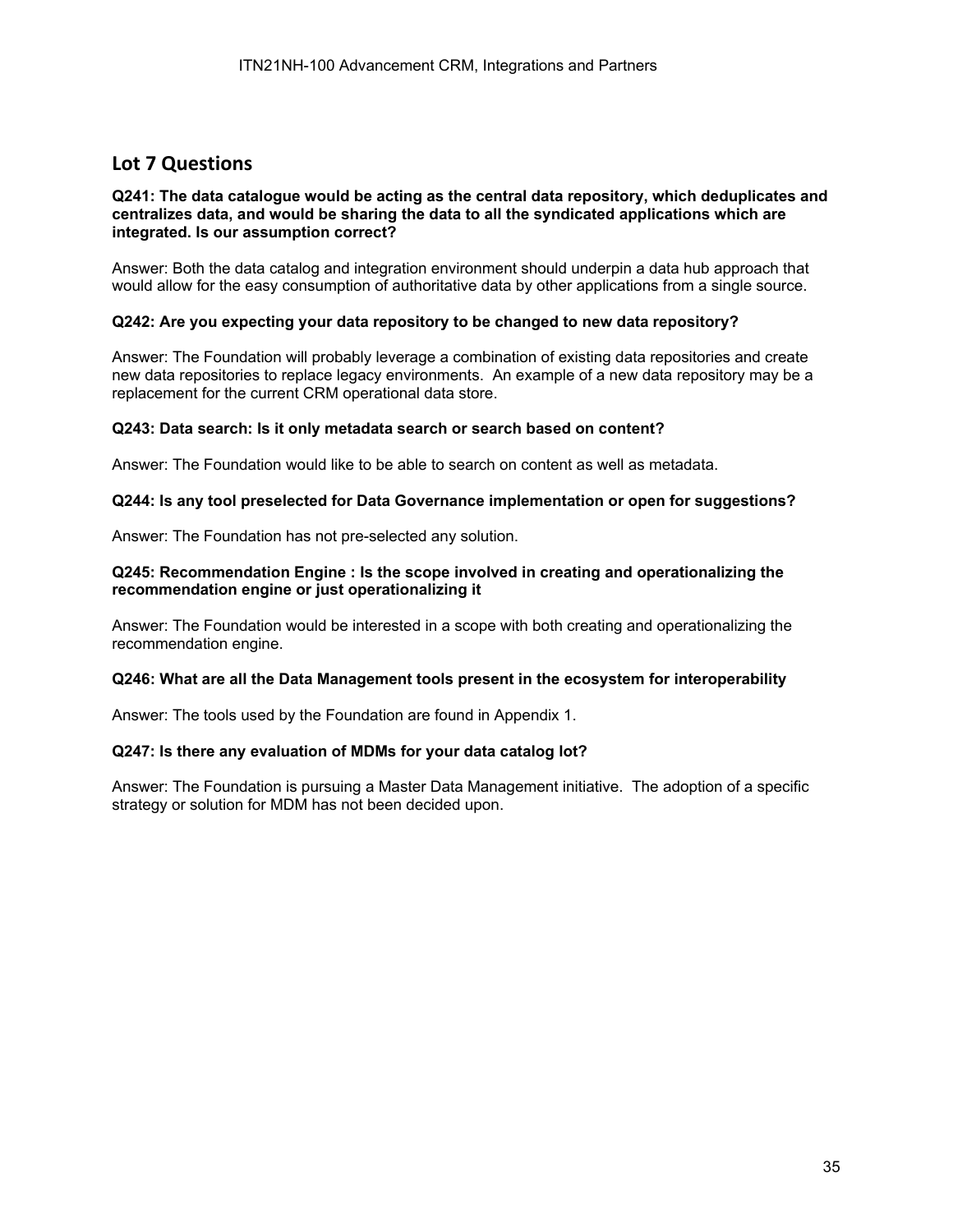## Lot 7 Questions

**Q241: The data catalogue would be acting as the central data repository, which deduplicates and centralizes data, and would be sharing the data to all the syndicated applications which are integrated. Is our assumption correct?**

Answer: Both the data catalog and integration environment should underpin a data hub approach that would allow for the easy consumption of authoritative data by other applications from a single source.

**Q242: Are you expecting your data repository to be changed to new data repository?**

Answer: The Foundation will probably leverage a combination of existing data repositories and create new data repositories to replace legacy environments. An example of a new data repository may be a replacement for the current CRM operational data store.

**Q243: Data search: Is it only metadata search or search based on content?**

Answer: The Foundation would like to be able to search on content as well as metadata.

**Q244: Is any tool preselected for Data Governance implementation or open for suggestions?**

Answer: The Foundation has not pre-selected any solution.

**Q245: Recommendation Engine : Is the scope involved in creating and operationalizing the recommendation engine or just operationalizing it**

Answer: The Foundation would be interested in a scope with both creating and operationalizing the recommendation engine.

**Q246: What are all the Data Management tools present in the ecosystem for interoperability**

Answer: The tools used by the Foundation are found in Appendix 1.

**Q247: Is there any evaluation of MDMs for your data catalog lot?**

Answer: The Foundation is pursuing a Master Data Management initiative. The adoption of a specific strategy or solution for MDM has not been decided upon.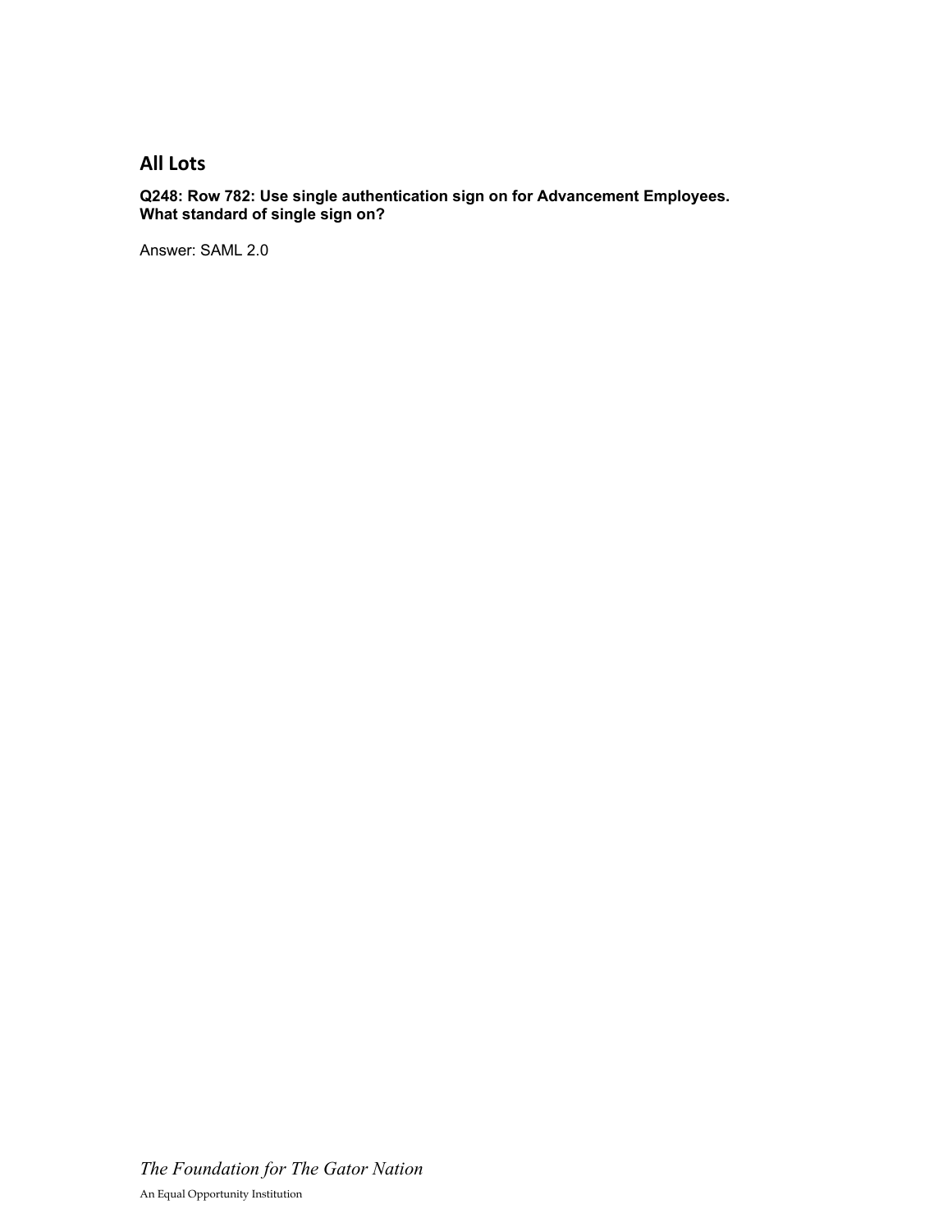## All Lots

**Q248: Row 782: Use single authentication sign on for Advancement Employees. What standard of single sign on?**

Answer: SAML 2.0